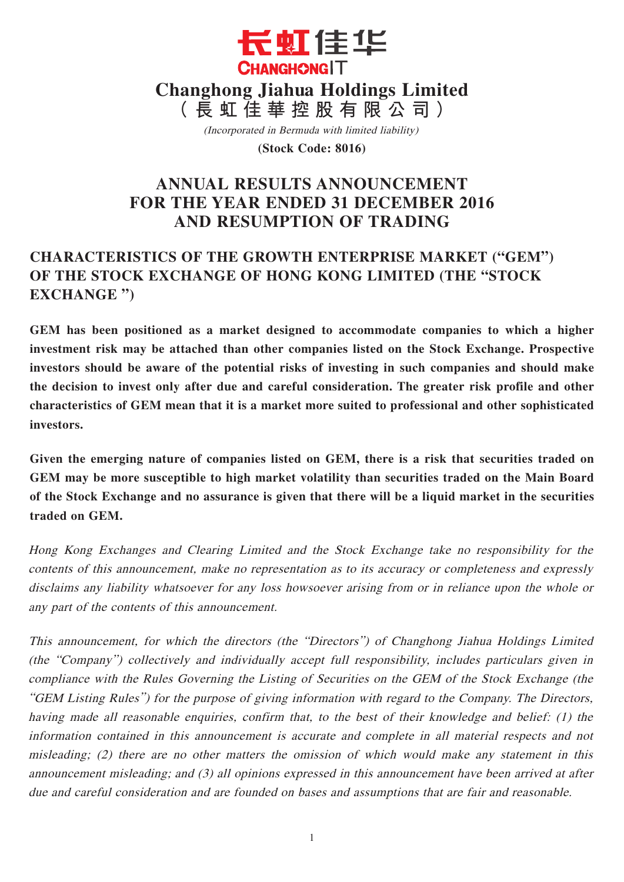长虹佳华
CHANGHONGIT

# Changhong Jiahua Holdings Limited
# （長虹佳華控股有限公司）

*(Incorporated in Bermuda with limited liability)*

**(Stock Code: 8016)**

# ANNUAL RESULTS ANNOUNCEMENT FOR THE YEAR ENDED 31 DECEMBER 2016 AND RESUMPTION OF TRADING

## CHARACTERISTICS OF THE GROWTH ENTERPRISE MARKET ("GEM") OF THE STOCK EXCHANGE OF HONG KONG LIMITED (THE "STOCK EXCHANGE")

**GEM has been positioned as a market designed to accommodate companies to which a higher investment risk may be attached than other companies listed on the Stock Exchange. Prospective investors should be aware of the potential risks of investing in such companies and should make the decision to invest only after due and careful consideration. The greater risk profile and other characteristics of GEM mean that it is a market more suited to professional and other sophisticated investors.**

**Given the emerging nature of companies listed on GEM, there is a risk that securities traded on GEM may be more susceptible to high market volatility than securities traded on the Main Board of the Stock Exchange and no assurance is given that there will be a liquid market in the securities traded on GEM.**

*Hong Kong Exchanges and Clearing Limited and the Stock Exchange take no responsibility for the contents of this announcement, make no representation as to its accuracy or completeness and expressly disclaims any liability whatsoever for any loss howsoever arising from or in reliance upon the whole or any part of the contents of this announcement.*

*This announcement, for which the directors (the "Directors") of Changhong Jiahua Holdings Limited (the "Company") collectively and individually accept full responsibility, includes particulars given in compliance with the Rules Governing the Listing of Securities on the GEM of the Stock Exchange (the "GEM Listing Rules") for the purpose of giving information with regard to the Company. The Directors, having made all reasonable enquiries, confirm that, to the best of their knowledge and belief: (1) the information contained in this announcement is accurate and complete in all material respects and not misleading; (2) there are no other matters the omission of which would make any statement in this announcement misleading; and (3) all opinions expressed in this announcement have been arrived at after due and careful consideration and are founded on bases and assumptions that are fair and reasonable.*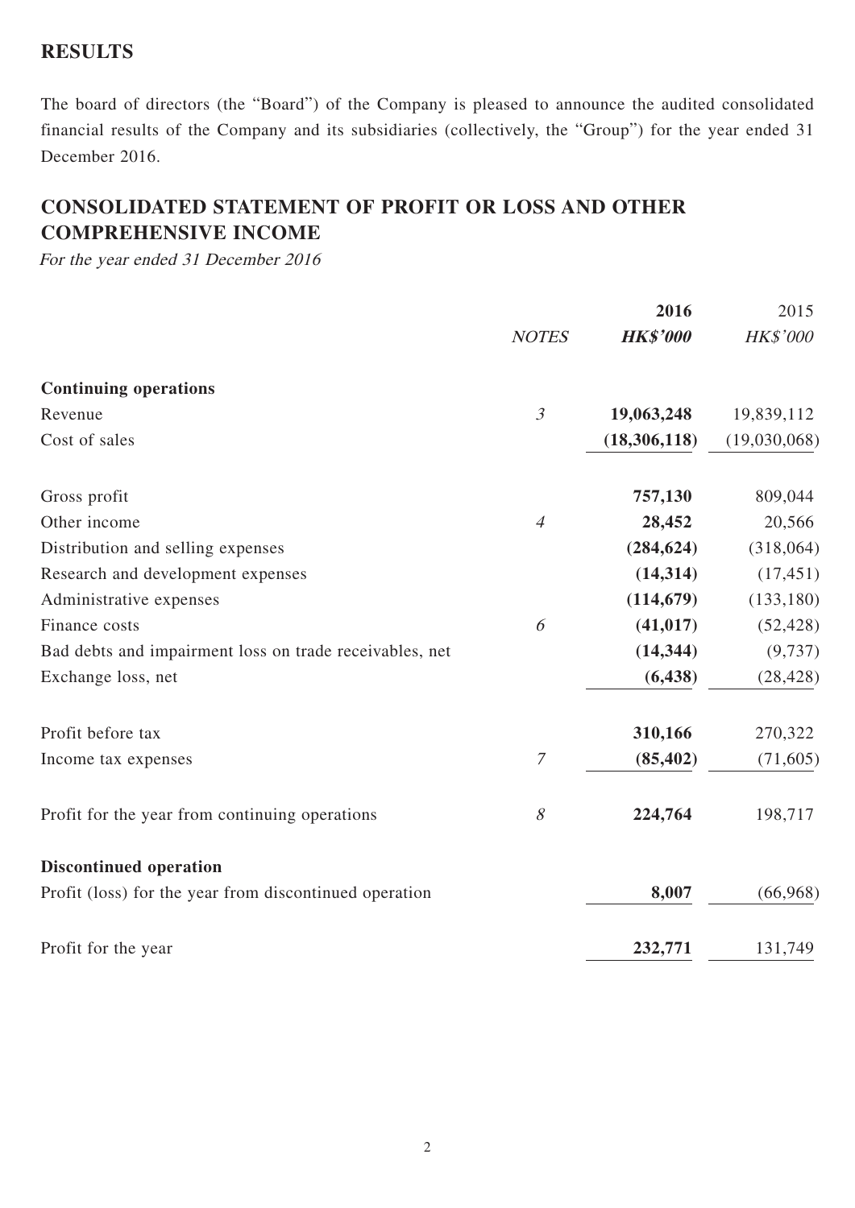## RESULTS

The board of directors (the "Board") of the Company is pleased to announce the audited consolidated financial results of the Company and its subsidiaries (collectively, the "Group") for the year ended 31 December 2016.

## CONSOLIDATED STATEMENT OF PROFIT OR LOSS AND OTHER COMPREHENSIVE INCOME

*For the year ended 31 December 2016*

| | *NOTES* | **2016** | 2015 |
|---|---|---|---|
| | | ***HK$'000*** | *HK$'000* |
| **Continuing operations** | | | |
| Revenue | *3* | **19,063,248** | 19,839,112 |
| Cost of sales | | **(18,306,118)** | (19,030,068) |
| Gross profit | | **757,130** | 809,044 |
| Other income | *4* | **28,452** | 20,566 |
| Distribution and selling expenses | | **(284,624)** | (318,064) |
| Research and development expenses | | **(14,314)** | (17,451) |
| Administrative expenses | | **(114,679)** | (133,180) |
| Finance costs | *6* | **(41,017)** | (52,428) |
| Bad debts and impairment loss on trade receivables, net | | **(14,344)** | (9,737) |
| Exchange loss, net | | **(6,438)** | (28,428) |
| Profit before tax | | **310,166** | 270,322 |
| Income tax expenses | *7* | **(85,402)** | (71,605) |
| Profit for the year from continuing operations | *8* | **224,764** | 198,717 |
| **Discontinued operation** | | | |
| Profit (loss) for the year from discontinued operation | | **8,007** | (66,968) |
| Profit for the year | | **232,771** | 131,749 |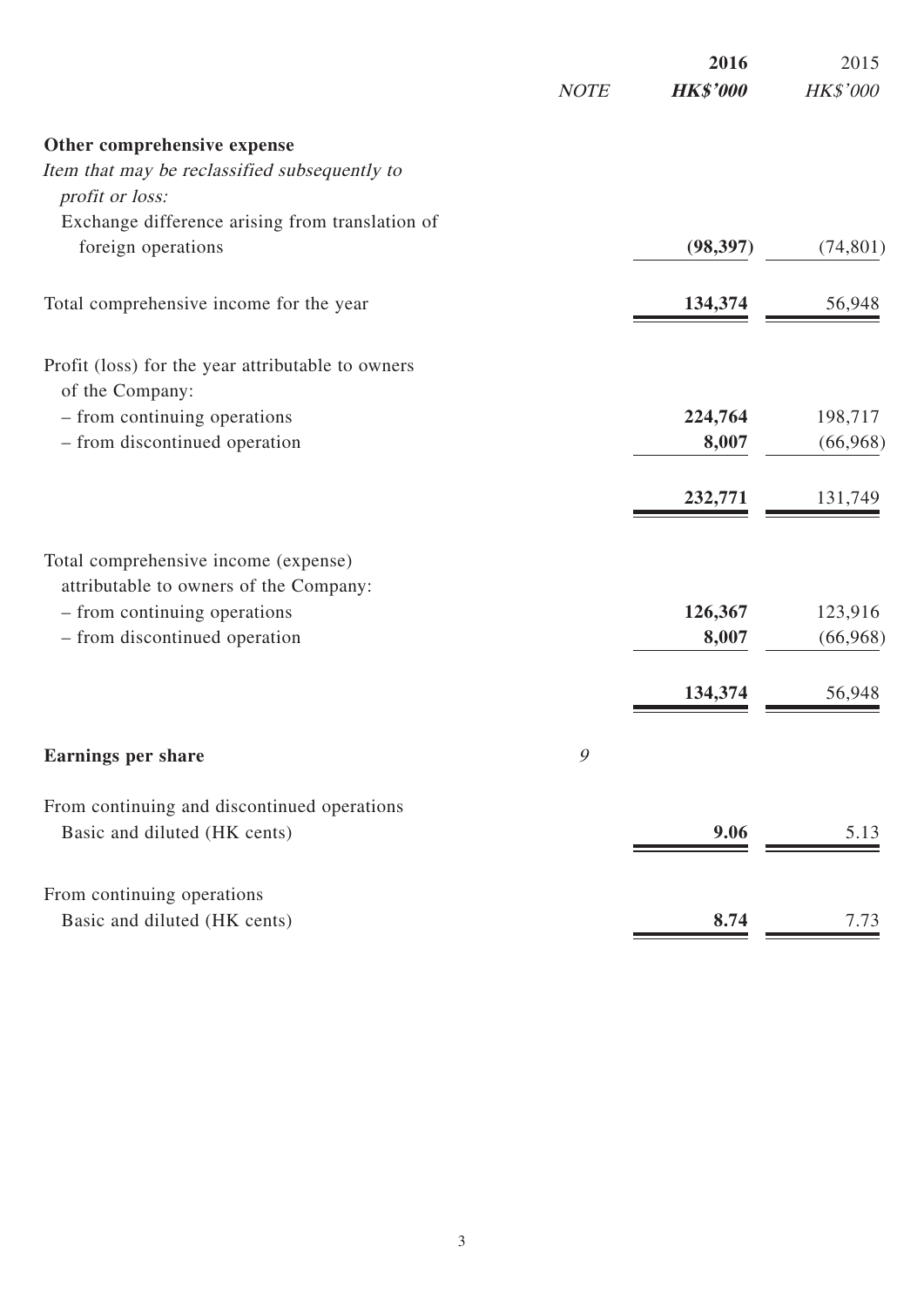| | NOTE | 2016 | 2015 |
|---|---|---|---|
| | | HK$'000 | HK$'000 |
| **Other comprehensive expense** | | | |
| *Item that may be reclassified subsequently to profit or loss:* | | | |
| Exchange difference arising from translation of foreign operations | | **(98,397)** | (74,801) |
| Total comprehensive income for the year | | **134,374** | 56,948 |
| Profit (loss) for the year attributable to owners of the Company: | | | |
| – from continuing operations | | **224,764** | 198,717 |
| – from discontinued operation | | **8,007** | (66,968) |
| | | **232,771** | 131,749 |
| Total comprehensive income (expense) attributable to owners of the Company: | | | |
| – from continuing operations | | **126,367** | 123,916 |
| – from discontinued operation | | **8,007** | (66,968) |
| | | **134,374** | 56,948 |
| **Earnings per share** | 9 | | |
| From continuing and discontinued operations | | | |
| Basic and diluted (HK cents) | | **9.06** | 5.13 |
| From continuing operations | | | |
| Basic and diluted (HK cents) | | **8.74** | 7.73 |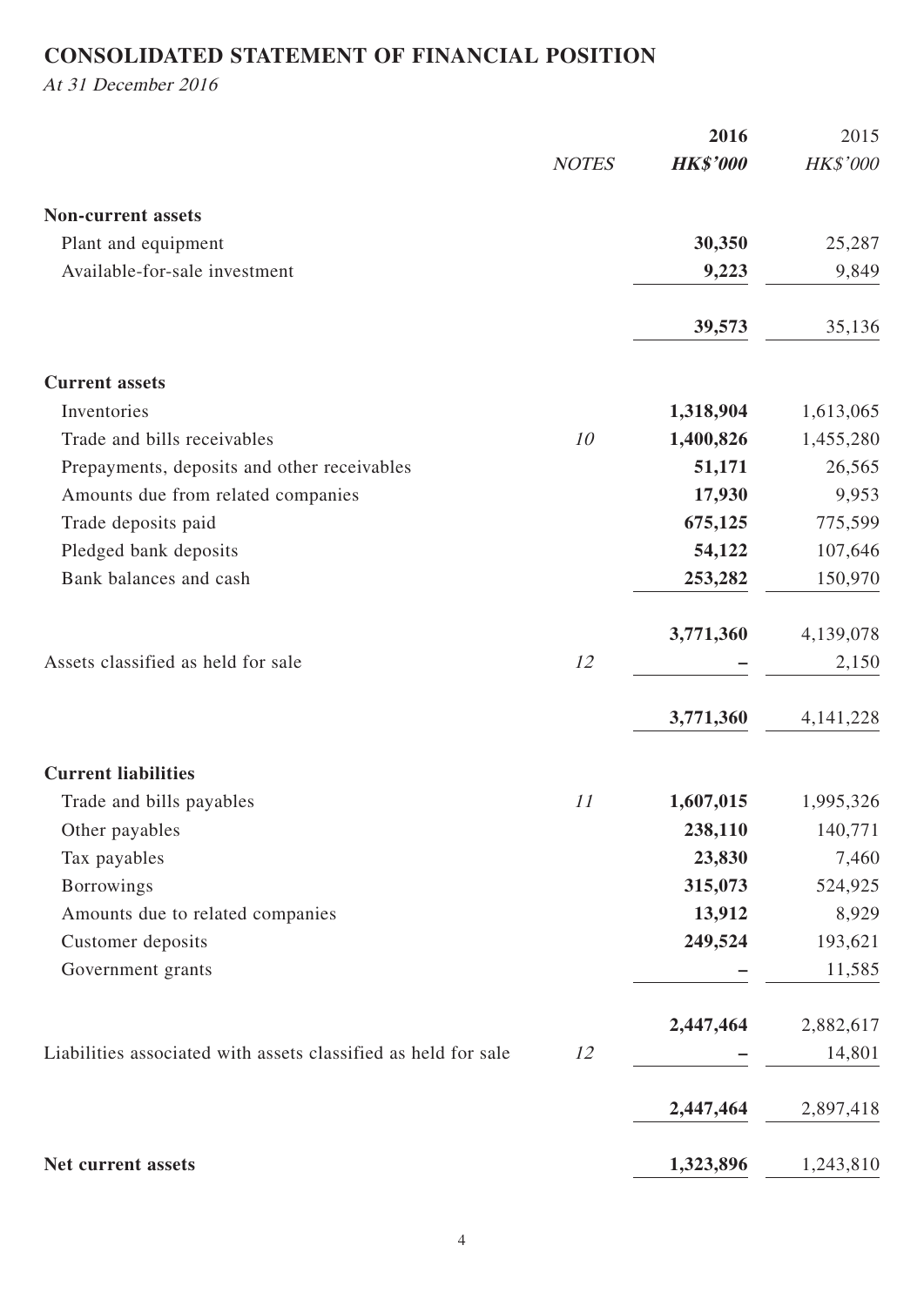# CONSOLIDATED STATEMENT OF FINANCIAL POSITION

*At 31 December 2016*

| | NOTES | 2016 HK$'000 | 2015 HK$'000 |
|---|---|---|---|
| **Non-current assets** | | | |
| Plant and equipment | | **30,350** | 25,287 |
| Available-for-sale investment | | **9,223** | 9,849 |
| | | **39,573** | 35,136 |
| **Current assets** | | | |
| Inventories | | **1,318,904** | 1,613,065 |
| Trade and bills receivables | 10 | **1,400,826** | 1,455,280 |
| Prepayments, deposits and other receivables | | **51,171** | 26,565 |
| Amounts due from related companies | | **17,930** | 9,953 |
| Trade deposits paid | | **675,125** | 775,599 |
| Pledged bank deposits | | **54,122** | 107,646 |
| Bank balances and cash | | **253,282** | 150,970 |
| | | **3,771,360** | 4,139,078 |
| Assets classified as held for sale | 12 | **–** | 2,150 |
| | | **3,771,360** | 4,141,228 |
| **Current liabilities** | | | |
| Trade and bills payables | 11 | **1,607,015** | 1,995,326 |
| Other payables | | **238,110** | 140,771 |
| Tax payables | | **23,830** | 7,460 |
| Borrowings | | **315,073** | 524,925 |
| Amounts due to related companies | | **13,912** | 8,929 |
| Customer deposits | | **249,524** | 193,621 |
| Government grants | | **–** | 11,585 |
| | | **2,447,464** | 2,882,617 |
| Liabilities associated with assets classified as held for sale | 12 | **–** | 14,801 |
| | | **2,447,464** | 2,897,418 |
| **Net current assets** | | **1,323,896** | 1,243,810 |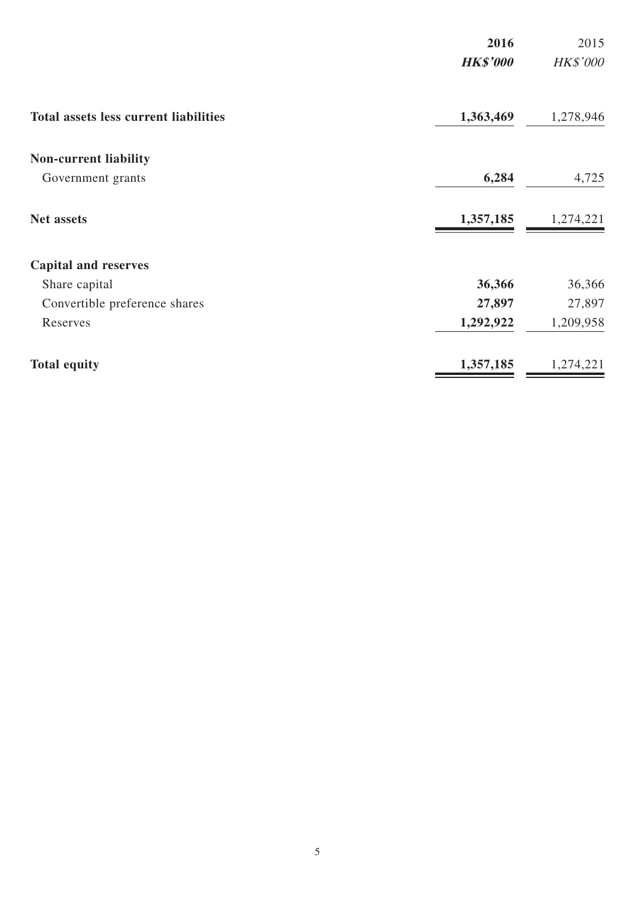| | **2016** | 2015 |
|---|---|---|
| | ***HK$'000*** | *HK$'000* |
| **Total assets less current liabilities** | **1,363,469** | 1,278,946 |
| **Non-current liability** | | |
| Government grants | **6,284** | 4,725 |
| **Net assets** | **1,357,185** | 1,274,221 |
| **Capital and reserves** | | |
| Share capital | **36,366** | 36,366 |
| Convertible preference shares | **27,897** | 27,897 |
| Reserves | **1,292,922** | 1,209,958 |
| **Total equity** | **1,357,185** | 1,274,221 |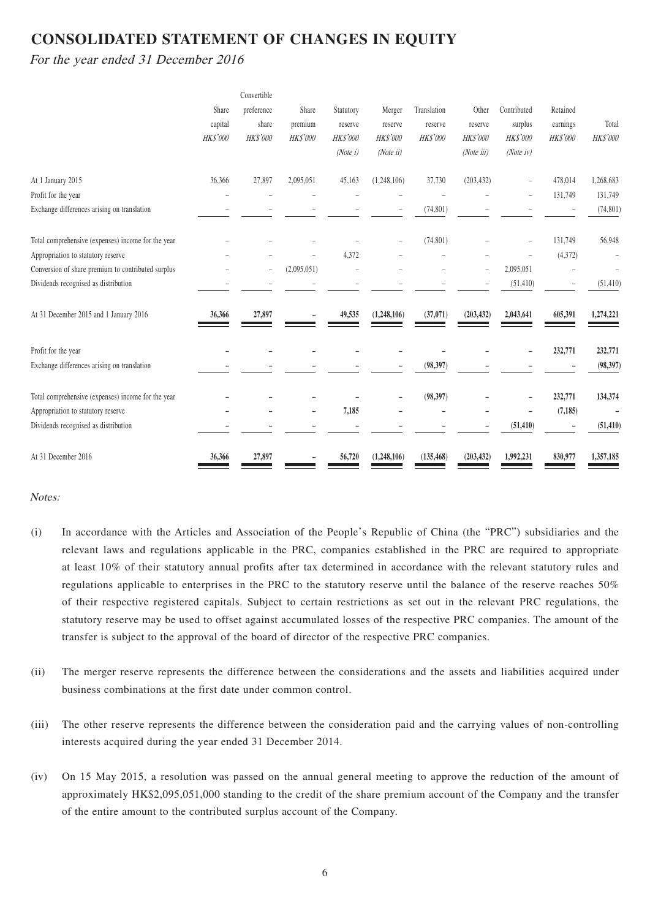# CONSOLIDATED STATEMENT OF CHANGES IN EQUITY

*For the year ended 31 December 2016*

| | Share capital | Convertible preference share | Share premium | Statutory reserve | Merger reserve | Translation reserve | Other reserve | Contributed surplus | Retained earnings | Total |
|---|---|---|---|---|---|---|---|---|---|---|
| | HK$'000 | HK$'000 | HK$'000 | HK$'000 | HK$'000 | HK$'000 | HK$'000 | HK$'000 | HK$'000 | HK$'000 |
| | | | | (Note i) | (Note ii) | | (Note iii) | (Note iv) | | |
| At 1 January 2015 | 36,366 | 27,897 | 2,095,051 | 45,163 | (1,248,106) | 37,730 | (203,432) | – | 478,014 | 1,268,683 |
| Profit for the year | – | – | – | – | – | – | – | – | 131,749 | 131,749 |
| Exchange differences arising on translation | – | – | – | – | – | (74,801) | – | – | – | (74,801) |
| Total comprehensive (expenses) income for the year | – | – | – | – | – | (74,801) | – | – | 131,749 | 56,948 |
| Appropriation to statutory reserve | – | – | – | 4,372 | – | – | – | – | (4,372) | – |
| Conversion of share premium to contributed surplus | – | – | (2,095,051) | – | – | – | – | 2,095,051 | – | – |
| Dividends recognised as distribution | – | – | – | – | – | – | – | (51,410) | – | (51,410) |
| At 31 December 2015 and 1 January 2016 | **36,366** | **27,897** | **–** | **49,535** | **(1,248,106)** | **(37,071)** | **(203,432)** | **2,043,641** | **605,391** | **1,274,221** |
| Profit for the year | **–** | **–** | **–** | **–** | **–** | **–** | **–** | **–** | **232,771** | **232,771** |
| Exchange differences arising on translation | **–** | **–** | **–** | **–** | **–** | **(98,397)** | **–** | **–** | **–** | **(98,397)** |
| Total comprehensive (expenses) income for the year | **–** | **–** | **–** | **–** | **–** | **(98,397)** | **–** | **–** | **232,771** | **134,374** |
| Appropriation to statutory reserve | **–** | **–** | **–** | **7,185** | **–** | **–** | **–** | **–** | **(7,185)** | **–** |
| Dividends recognised as distribution | **–** | **–** | **–** | **–** | **–** | **–** | **–** | **(51,410)** | **–** | **(51,410)** |
| At 31 December 2016 | **36,366** | **27,897** | **–** | **56,720** | **(1,248,106)** | **(135,468)** | **(203,432)** | **1,992,231** | **830,977** | **1,357,185** |

*Notes:*

(i) In accordance with the Articles and Association of the People's Republic of China (the "PRC") subsidiaries and the relevant laws and regulations applicable in the PRC, companies established in the PRC are required to appropriate at least 10% of their statutory annual profits after tax determined in accordance with the relevant statutory rules and regulations applicable to enterprises in the PRC to the statutory reserve until the balance of the reserve reaches 50% of their respective registered capitals. Subject to certain restrictions as set out in the relevant PRC regulations, the statutory reserve may be used to offset against accumulated losses of the respective PRC companies. The amount of the transfer is subject to the approval of the board of director of the respective PRC companies.

(ii) The merger reserve represents the difference between the considerations and the assets and liabilities acquired under business combinations at the first date under common control.

(iii) The other reserve represents the difference between the consideration paid and the carrying values of non-controlling interests acquired during the year ended 31 December 2014.

(iv) On 15 May 2015, a resolution was passed on the annual general meeting to approve the reduction of the amount of approximately HK$2,095,051,000 standing to the credit of the share premium account of the Company and the transfer of the entire amount to the contributed surplus account of the Company.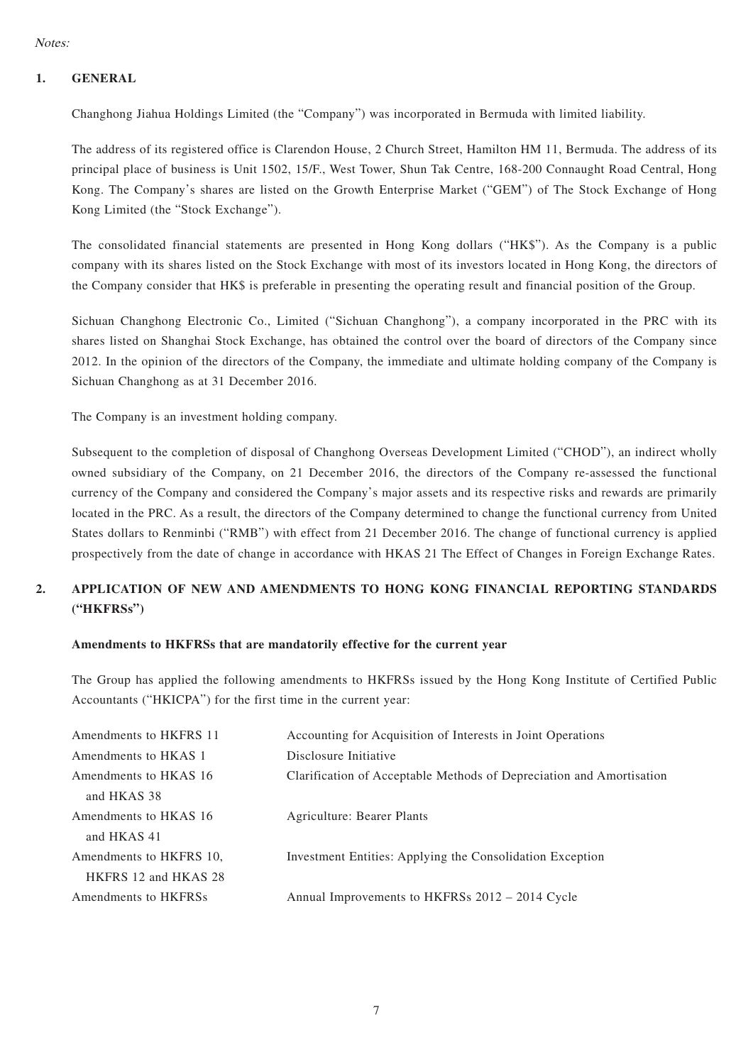*Notes:*

## 1. GENERAL

Changhong Jiahua Holdings Limited (the "Company") was incorporated in Bermuda with limited liability.

The address of its registered office is Clarendon House, 2 Church Street, Hamilton HM 11, Bermuda. The address of its principal place of business is Unit 1502, 15/F., West Tower, Shun Tak Centre, 168-200 Connaught Road Central, Hong Kong. The Company's shares are listed on the Growth Enterprise Market ("GEM") of The Stock Exchange of Hong Kong Limited (the "Stock Exchange").

The consolidated financial statements are presented in Hong Kong dollars ("HK$"). As the Company is a public company with its shares listed on the Stock Exchange with most of its investors located in Hong Kong, the directors of the Company consider that HK$ is preferable in presenting the operating result and financial position of the Group.

Sichuan Changhong Electronic Co., Limited ("Sichuan Changhong"), a company incorporated in the PRC with its shares listed on Shanghai Stock Exchange, has obtained the control over the board of directors of the Company since 2012. In the opinion of the directors of the Company, the immediate and ultimate holding company of the Company is Sichuan Changhong as at 31 December 2016.

The Company is an investment holding company.

Subsequent to the completion of disposal of Changhong Overseas Development Limited ("CHOD"), an indirect wholly owned subsidiary of the Company, on 21 December 2016, the directors of the Company re-assessed the functional currency of the Company and considered the Company's major assets and its respective risks and rewards are primarily located in the PRC. As a result, the directors of the Company determined to change the functional currency from United States dollars to Renminbi ("RMB") with effect from 21 December 2016. The change of functional currency is applied prospectively from the date of change in accordance with HKAS 21 The Effect of Changes in Foreign Exchange Rates.

## 2. APPLICATION OF NEW AND AMENDMENTS TO HONG KONG FINANCIAL REPORTING STANDARDS ("HKFRSs")

**Amendments to HKFRSs that are mandatorily effective for the current year**

The Group has applied the following amendments to HKFRSs issued by the Hong Kong Institute of Certified Public Accountants ("HKICPA") for the first time in the current year:

| | |
|---|---|
| Amendments to HKFRS 11 | Accounting for Acquisition of Interests in Joint Operations |
| Amendments to HKAS 1 | Disclosure Initiative |
| Amendments to HKAS 16 and HKAS 38 | Clarification of Acceptable Methods of Depreciation and Amortisation |
| Amendments to HKAS 16 and HKAS 41 | Agriculture: Bearer Plants |
| Amendments to HKFRS 10, HKFRS 12 and HKAS 28 | Investment Entities: Applying the Consolidation Exception |
| Amendments to HKFRSs | Annual Improvements to HKFRSs 2012 – 2014 Cycle |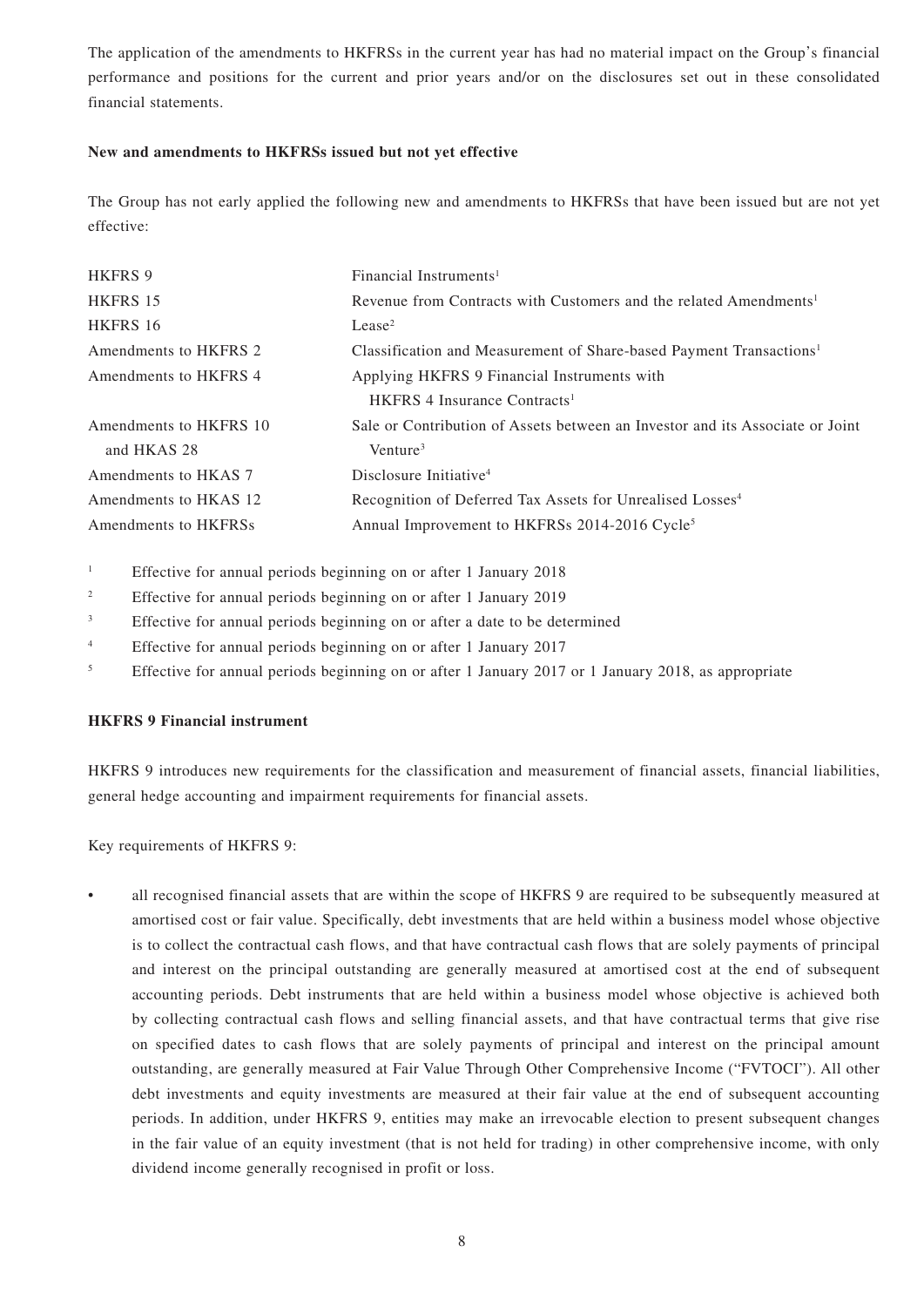The application of the amendments to HKFRSs in the current year has had no material impact on the Group's financial performance and positions for the current and prior years and/or on the disclosures set out in these consolidated financial statements.

**New and amendments to HKFRSs issued but not yet effective**

The Group has not early applied the following new and amendments to HKFRSs that have been issued but are not yet effective:

| | |
|---|---|
| HKFRS 9 | Financial Instruments[1] |
| HKFRS 15 | Revenue from Contracts with Customers and the related Amendments[1] |
| HKFRS 16 | Lease[2] |
| Amendments to HKFRS 2 | Classification and Measurement of Share-based Payment Transactions[1] |
| Amendments to HKFRS 4 | Applying HKFRS 9 Financial Instruments with HKFRS 4 Insurance Contracts[1] |
| Amendments to HKFRS 10 and HKAS 28 | Sale or Contribution of Assets between an Investor and its Associate or Joint Venture[3] |
| Amendments to HKAS 7 | Disclosure Initiative[4] |
| Amendments to HKAS 12 | Recognition of Deferred Tax Assets for Unrealised Losses[4] |
| Amendments to HKFRSs | Annual Improvement to HKFRSs 2014-2016 Cycle[5] |

[1] Effective for annual periods beginning on or after 1 January 2018

[2] Effective for annual periods beginning on or after 1 January 2019

[3] Effective for annual periods beginning on or after a date to be determined

[4] Effective for annual periods beginning on or after 1 January 2017

[5] Effective for annual periods beginning on or after 1 January 2017 or 1 January 2018, as appropriate

**HKFRS 9 Financial instrument**

HKFRS 9 introduces new requirements for the classification and measurement of financial assets, financial liabilities, general hedge accounting and impairment requirements for financial assets.

Key requirements of HKFRS 9:

- all recognised financial assets that are within the scope of HKFRS 9 are required to be subsequently measured at amortised cost or fair value. Specifically, debt investments that are held within a business model whose objective is to collect the contractual cash flows, and that have contractual cash flows that are solely payments of principal and interest on the principal outstanding are generally measured at amortised cost at the end of subsequent accounting periods. Debt instruments that are held within a business model whose objective is achieved both by collecting contractual cash flows and selling financial assets, and that have contractual terms that give rise on specified dates to cash flows that are solely payments of principal and interest on the principal amount outstanding, are generally measured at Fair Value Through Other Comprehensive Income ("FVTOCI"). All other debt investments and equity investments are measured at their fair value at the end of subsequent accounting periods. In addition, under HKFRS 9, entities may make an irrevocable election to present subsequent changes in the fair value of an equity investment (that is not held for trading) in other comprehensive income, with only dividend income generally recognised in profit or loss.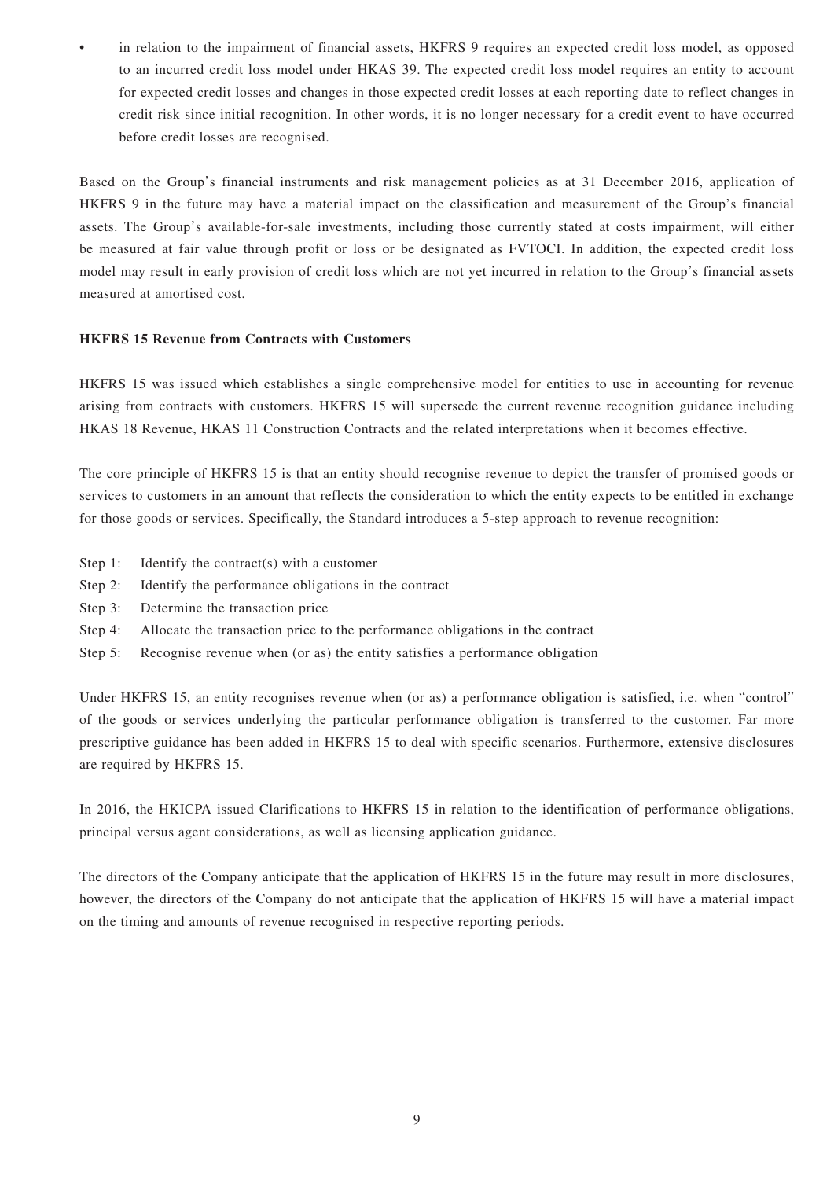- in relation to the impairment of financial assets, HKFRS 9 requires an expected credit loss model, as opposed to an incurred credit loss model under HKAS 39. The expected credit loss model requires an entity to account for expected credit losses and changes in those expected credit losses at each reporting date to reflect changes in credit risk since initial recognition. In other words, it is no longer necessary for a credit event to have occurred before credit losses are recognised.

Based on the Group's financial instruments and risk management policies as at 31 December 2016, application of HKFRS 9 in the future may have a material impact on the classification and measurement of the Group's financial assets. The Group's available-for-sale investments, including those currently stated at costs impairment, will either be measured at fair value through profit or loss or be designated as FVTOCI. In addition, the expected credit loss model may result in early provision of credit loss which are not yet incurred in relation to the Group's financial assets measured at amortised cost.

**HKFRS 15 Revenue from Contracts with Customers**

HKFRS 15 was issued which establishes a single comprehensive model for entities to use in accounting for revenue arising from contracts with customers. HKFRS 15 will supersede the current revenue recognition guidance including HKAS 18 Revenue, HKAS 11 Construction Contracts and the related interpretations when it becomes effective.

The core principle of HKFRS 15 is that an entity should recognise revenue to depict the transfer of promised goods or services to customers in an amount that reflects the consideration to which the entity expects to be entitled in exchange for those goods or services. Specifically, the Standard introduces a 5-step approach to revenue recognition:

- Step 1: Identify the contract(s) with a customer
- Step 2: Identify the performance obligations in the contract
- Step 3: Determine the transaction price
- Step 4: Allocate the transaction price to the performance obligations in the contract
- Step 5: Recognise revenue when (or as) the entity satisfies a performance obligation

Under HKFRS 15, an entity recognises revenue when (or as) a performance obligation is satisfied, i.e. when "control" of the goods or services underlying the particular performance obligation is transferred to the customer. Far more prescriptive guidance has been added in HKFRS 15 to deal with specific scenarios. Furthermore, extensive disclosures are required by HKFRS 15.

In 2016, the HKICPA issued Clarifications to HKFRS 15 in relation to the identification of performance obligations, principal versus agent considerations, as well as licensing application guidance.

The directors of the Company anticipate that the application of HKFRS 15 in the future may result in more disclosures, however, the directors of the Company do not anticipate that the application of HKFRS 15 will have a material impact on the timing and amounts of revenue recognised in respective reporting periods.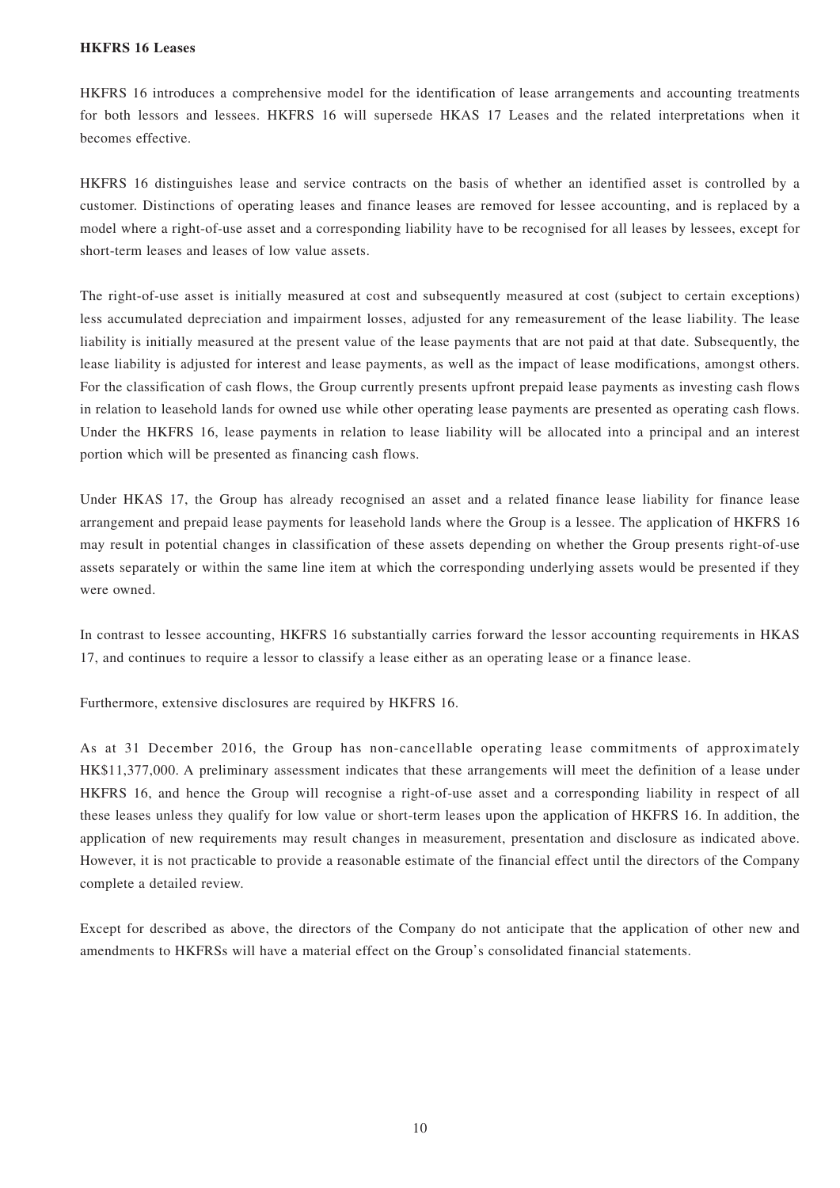**HKFRS 16 Leases**

HKFRS 16 introduces a comprehensive model for the identification of lease arrangements and accounting treatments for both lessors and lessees. HKFRS 16 will supersede HKAS 17 Leases and the related interpretations when it becomes effective.

HKFRS 16 distinguishes lease and service contracts on the basis of whether an identified asset is controlled by a customer. Distinctions of operating leases and finance leases are removed for lessee accounting, and is replaced by a model where a right-of-use asset and a corresponding liability have to be recognised for all leases by lessees, except for short-term leases and leases of low value assets.

The right-of-use asset is initially measured at cost and subsequently measured at cost (subject to certain exceptions) less accumulated depreciation and impairment losses, adjusted for any remeasurement of the lease liability. The lease liability is initially measured at the present value of the lease payments that are not paid at that date. Subsequently, the lease liability is adjusted for interest and lease payments, as well as the impact of lease modifications, amongst others. For the classification of cash flows, the Group currently presents upfront prepaid lease payments as investing cash flows in relation to leasehold lands for owned use while other operating lease payments are presented as operating cash flows. Under the HKFRS 16, lease payments in relation to lease liability will be allocated into a principal and an interest portion which will be presented as financing cash flows.

Under HKAS 17, the Group has already recognised an asset and a related finance lease liability for finance lease arrangement and prepaid lease payments for leasehold lands where the Group is a lessee. The application of HKFRS 16 may result in potential changes in classification of these assets depending on whether the Group presents right-of-use assets separately or within the same line item at which the corresponding underlying assets would be presented if they were owned.

In contrast to lessee accounting, HKFRS 16 substantially carries forward the lessor accounting requirements in HKAS 17, and continues to require a lessor to classify a lease either as an operating lease or a finance lease.

Furthermore, extensive disclosures are required by HKFRS 16.

As at 31 December 2016, the Group has non-cancellable operating lease commitments of approximately HK$11,377,000. A preliminary assessment indicates that these arrangements will meet the definition of a lease under HKFRS 16, and hence the Group will recognise a right-of-use asset and a corresponding liability in respect of all these leases unless they qualify for low value or short-term leases upon the application of HKFRS 16. In addition, the application of new requirements may result changes in measurement, presentation and disclosure as indicated above. However, it is not practicable to provide a reasonable estimate of the financial effect until the directors of the Company complete a detailed review.

Except for described as above, the directors of the Company do not anticipate that the application of other new and amendments to HKFRSs will have a material effect on the Group's consolidated financial statements.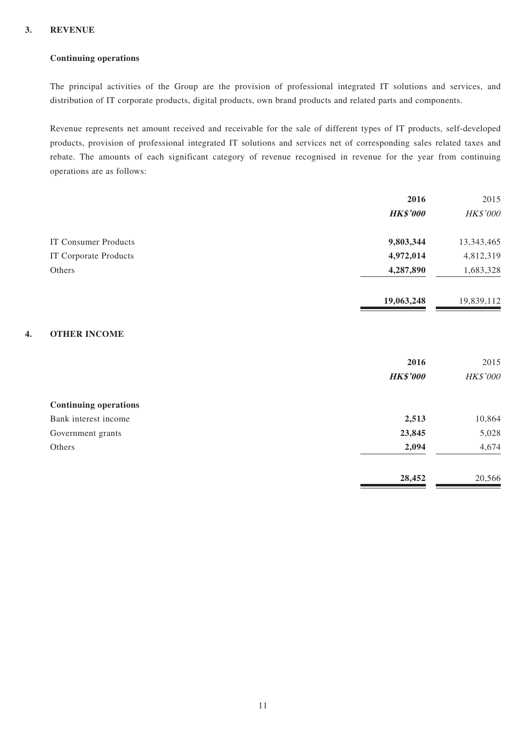## 3. REVENUE

### Continuing operations

The principal activities of the Group are the provision of professional integrated IT solutions and services, and distribution of IT corporate products, digital products, own brand products and related parts and components.

Revenue represents net amount received and receivable for the sale of different types of IT products, self-developed products, provision of professional integrated IT solutions and services net of corresponding sales related taxes and rebate. The amounts of each significant category of revenue recognised in revenue for the year from continuing operations are as follows:

| | **2016** | 2015 |
|---|---|---|
| | ***HK$'000*** | *HK$'000* |
| IT Consumer Products | **9,803,344** | 13,343,465 |
| IT Corporate Products | **4,972,014** | 4,812,319 |
| Others | **4,287,890** | 1,683,328 |
| | **19,063,248** | 19,839,112 |

## 4. OTHER INCOME

| | **2016** | 2015 |
|---|---|---|
| | ***HK$'000*** | *HK$'000* |
| **Continuing operations** | | |
| Bank interest income | **2,513** | 10,864 |
| Government grants | **23,845** | 5,028 |
| Others | **2,094** | 4,674 |
| | **28,452** | 20,566 |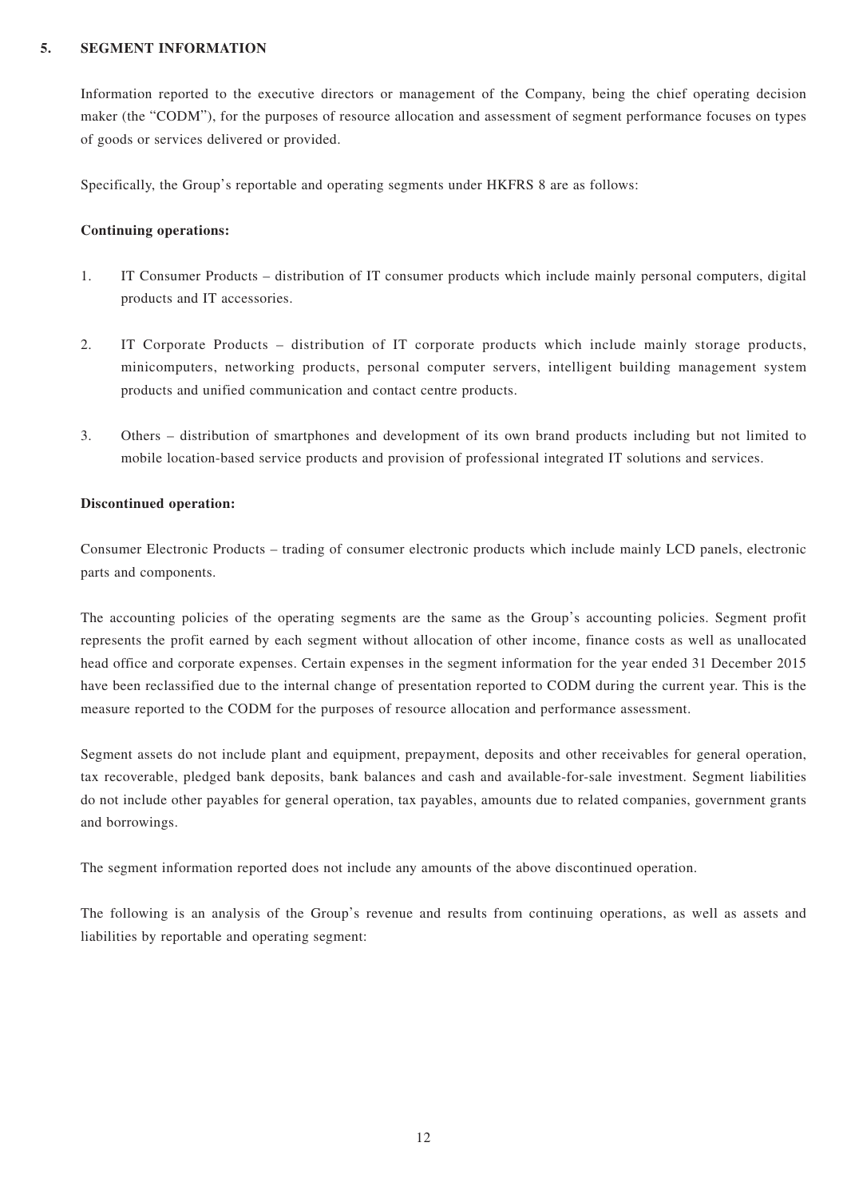## 5. SEGMENT INFORMATION

Information reported to the executive directors or management of the Company, being the chief operating decision maker (the "CODM"), for the purposes of resource allocation and assessment of segment performance focuses on types of goods or services delivered or provided.

Specifically, the Group's reportable and operating segments under HKFRS 8 are as follows:

**Continuing operations:**

1. IT Consumer Products – distribution of IT consumer products which include mainly personal computers, digital products and IT accessories.

2. IT Corporate Products – distribution of IT corporate products which include mainly storage products, minicomputers, networking products, personal computer servers, intelligent building management system products and unified communication and contact centre products.

3. Others – distribution of smartphones and development of its own brand products including but not limited to mobile location-based service products and provision of professional integrated IT solutions and services.

**Discontinued operation:**

Consumer Electronic Products – trading of consumer electronic products which include mainly LCD panels, electronic parts and components.

The accounting policies of the operating segments are the same as the Group's accounting policies. Segment profit represents the profit earned by each segment without allocation of other income, finance costs as well as unallocated head office and corporate expenses. Certain expenses in the segment information for the year ended 31 December 2015 have been reclassified due to the internal change of presentation reported to CODM during the current year. This is the measure reported to the CODM for the purposes of resource allocation and performance assessment.

Segment assets do not include plant and equipment, prepayment, deposits and other receivables for general operation, tax recoverable, pledged bank deposits, bank balances and cash and available-for-sale investment. Segment liabilities do not include other payables for general operation, tax payables, amounts due to related companies, government grants and borrowings.

The segment information reported does not include any amounts of the above discontinued operation.

The following is an analysis of the Group's revenue and results from continuing operations, as well as assets and liabilities by reportable and operating segment: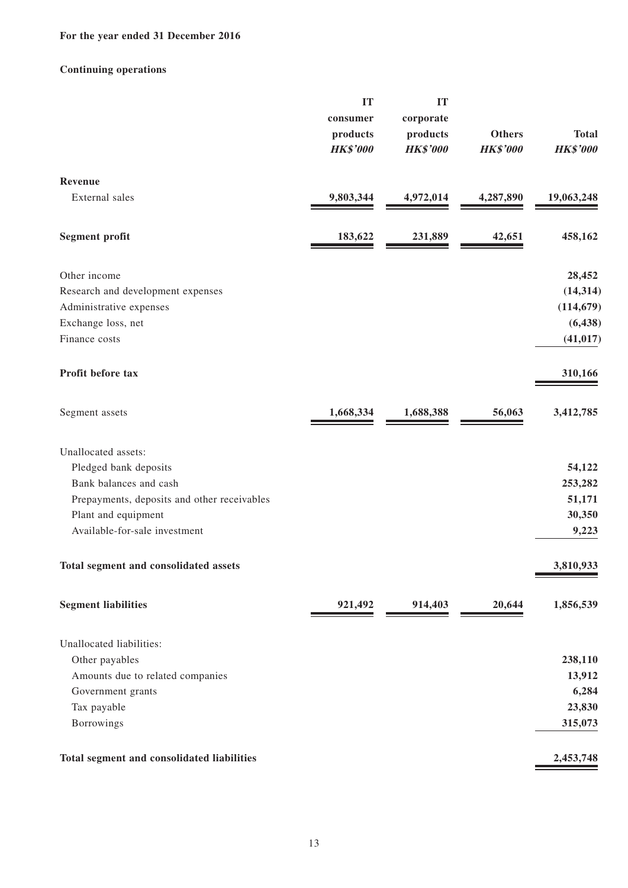**For the year ended 31 December 2016**

**Continuing operations**

| | IT consumer products *HK$'000* | IT corporate products *HK$'000* | Others *HK$'000* | Total *HK$'000* |
|---|---|---|---|---|
| **Revenue** | | | | |
| External sales | 9,803,344 | 4,972,014 | 4,287,890 | 19,063,248 |
| **Segment profit** | 183,622 | 231,889 | 42,651 | 458,162 |
| Other income | | | | 28,452 |
| Research and development expenses | | | | (14,314) |
| Administrative expenses | | | | (114,679) |
| Exchange loss, net | | | | (6,438) |
| Finance costs | | | | (41,017) |
| **Profit before tax** | | | | 310,166 |
| Segment assets | 1,668,334 | 1,688,388 | 56,063 | 3,412,785 |
| Unallocated assets: | | | | |
| Pledged bank deposits | | | | 54,122 |
| Bank balances and cash | | | | 253,282 |
| Prepayments, deposits and other receivables | | | | 51,171 |
| Plant and equipment | | | | 30,350 |
| Available-for-sale investment | | | | 9,223 |
| **Total segment and consolidated assets** | | | | 3,810,933 |
| **Segment liabilities** | 921,492 | 914,403 | 20,644 | 1,856,539 |
| Unallocated liabilities: | | | | |
| Other payables | | | | 238,110 |
| Amounts due to related companies | | | | 13,912 |
| Government grants | | | | 6,284 |
| Tax payable | | | | 23,830 |
| Borrowings | | | | 315,073 |
| **Total segment and consolidated liabilities** | | | | 2,453,748 |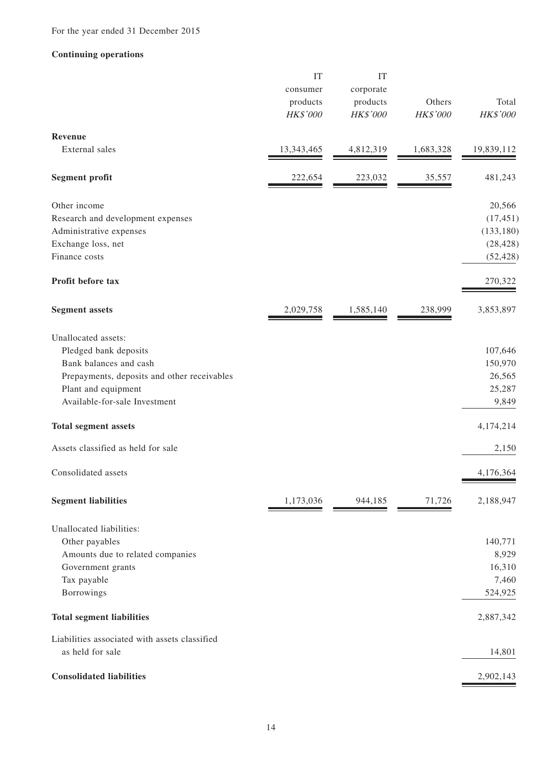For the year ended 31 December 2015

**Continuing operations**

| | IT consumer products | IT corporate products | Others | Total |
|---|---|---|---|---|
| | *HK$'000* | *HK$'000* | *HK$'000* | *HK$'000* |
| **Revenue** | | | | |
| External sales | 13,343,465 | 4,812,319 | 1,683,328 | 19,839,112 |
| **Segment profit** | 222,654 | 223,032 | 35,557 | 481,243 |
| Other income | | | | 20,566 |
| Research and development expenses | | | | (17,451) |
| Administrative expenses | | | | (133,180) |
| Exchange loss, net | | | | (28,428) |
| Finance costs | | | | (52,428) |
| **Profit before tax** | | | | 270,322 |
| **Segment assets** | 2,029,758 | 1,585,140 | 238,999 | 3,853,897 |
| Unallocated assets: | | | | |
| Pledged bank deposits | | | | 107,646 |
| Bank balances and cash | | | | 150,970 |
| Prepayments, deposits and other receivables | | | | 26,565 |
| Plant and equipment | | | | 25,287 |
| Available-for-sale Investment | | | | 9,849 |
| **Total segment assets** | | | | 4,174,214 |
| Assets classified as held for sale | | | | 2,150 |
| Consolidated assets | | | | 4,176,364 |
| **Segment liabilities** | 1,173,036 | 944,185 | 71,726 | 2,188,947 |
| Unallocated liabilities: | | | | |
| Other payables | | | | 140,771 |
| Amounts due to related companies | | | | 8,929 |
| Government grants | | | | 16,310 |
| Tax payable | | | | 7,460 |
| Borrowings | | | | 524,925 |
| **Total segment liabilities** | | | | 2,887,342 |
| Liabilities associated with assets classified as held for sale | | | | 14,801 |
| **Consolidated liabilities** | | | | 2,902,143 |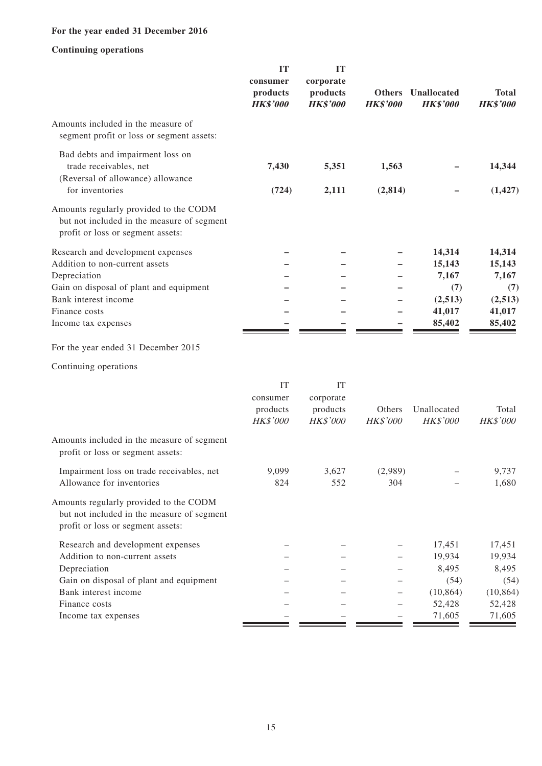**For the year ended 31 December 2016**

**Continuing operations**

| | **IT consumer products** | **IT corporate products** | **Others** | **Unallocated** | **Total** |
|---|---|---|---|---|---|
| | ***HK$'000*** | ***HK$'000*** | ***HK$'000*** | ***HK$'000*** | ***HK$'000*** |
| Amounts included in the measure of segment profit or loss or segment assets: | | | | | |
| Bad debts and impairment loss on trade receivables, net | **7,430** | **5,351** | **1,563** | **–** | **14,344** |
| (Reversal of allowance) allowance for inventories | **(724)** | **2,111** | **(2,814)** | **–** | **(1,427)** |
| Amounts regularly provided to the CODM but not included in the measure of segment profit or loss or segment assets: | | | | | |
| Research and development expenses | **–** | **–** | **–** | **14,314** | **14,314** |
| Addition to non-current assets | **–** | **–** | **–** | **15,143** | **15,143** |
| Depreciation | **–** | **–** | **–** | **7,167** | **7,167** |
| Gain on disposal of plant and equipment | **–** | **–** | **–** | **(7)** | **(7)** |
| Bank interest income | **–** | **–** | **–** | **(2,513)** | **(2,513)** |
| Finance costs | **–** | **–** | **–** | **41,017** | **41,017** |
| Income tax expenses | **–** | **–** | **–** | **85,402** | **85,402** |

For the year ended 31 December 2015

Continuing operations

| | IT consumer products | IT corporate products | Others | Unallocated | Total |
|---|---|---|---|---|---|
| | *HK$'000* | *HK$'000* | *HK$'000* | *HK$'000* | *HK$'000* |
| Amounts included in the measure of segment profit or loss or segment assets: | | | | | |
| Impairment loss on trade receivables, net | 9,099 | 3,627 | (2,989) | – | 9,737 |
| Allowance for inventories | 824 | 552 | 304 | – | 1,680 |
| Amounts regularly provided to the CODM but not included in the measure of segment profit or loss or segment assets: | | | | | |
| Research and development expenses | – | – | – | 17,451 | 17,451 |
| Addition to non-current assets | – | – | – | 19,934 | 19,934 |
| Depreciation | – | – | – | 8,495 | 8,495 |
| Gain on disposal of plant and equipment | – | – | – | (54) | (54) |
| Bank interest income | – | – | – | (10,864) | (10,864) |
| Finance costs | – | – | – | 52,428 | 52,428 |
| Income tax expenses | – | – | – | 71,605 | 71,605 |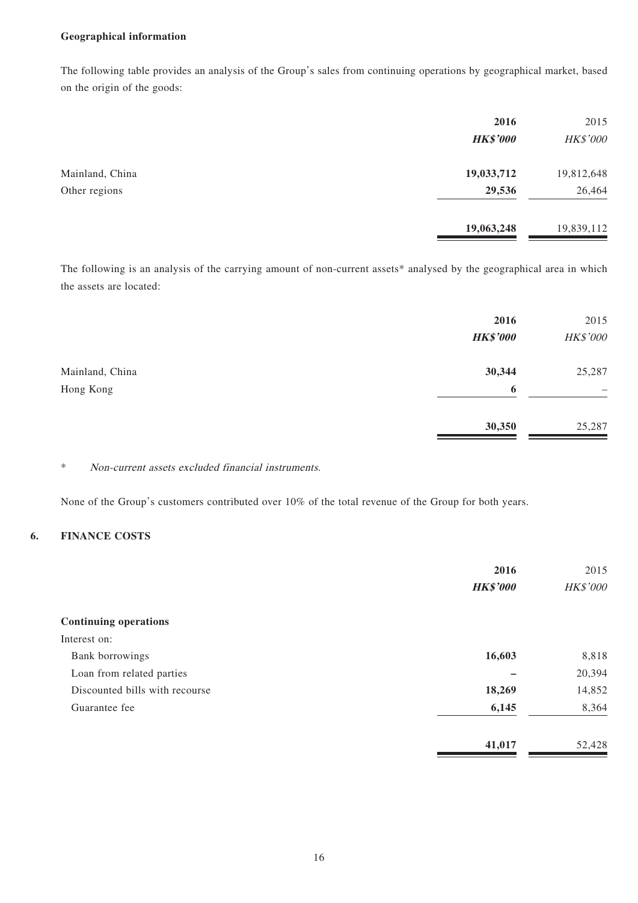**Geographical information**

The following table provides an analysis of the Group's sales from continuing operations by geographical market, based on the origin of the goods:

| | 2016 | 2015 |
|---|---|---|
| | ***HK$'000*** | *HK$'000* |
| Mainland, China | **19,033,712** | 19,812,648 |
| Other regions | **29,536** | 26,464 |
| | **19,063,248** | 19,839,112 |

The following is an analysis of the carrying amount of non-current assets* analysed by the geographical area in which the assets are located:

| | 2016 | 2015 |
|---|---|---|
| | ***HK$'000*** | *HK$'000* |
| Mainland, China | **30,344** | 25,287 |
| Hong Kong | **6** | – |
| | **30,350** | 25,287 |

\* *Non-current assets excluded financial instruments.*

None of the Group's customers contributed over 10% of the total revenue of the Group for both years.

## 6. FINANCE COSTS

| | 2016 | 2015 |
|---|---|---|
| | ***HK$'000*** | *HK$'000* |
| **Continuing operations** | | |
| Interest on: | | |
| Bank borrowings | **16,603** | 8,818 |
| Loan from related parties | **–** | 20,394 |
| Discounted bills with recourse | **18,269** | 14,852 |
| Guarantee fee | **6,145** | 8,364 |
| | **41,017** | 52,428 |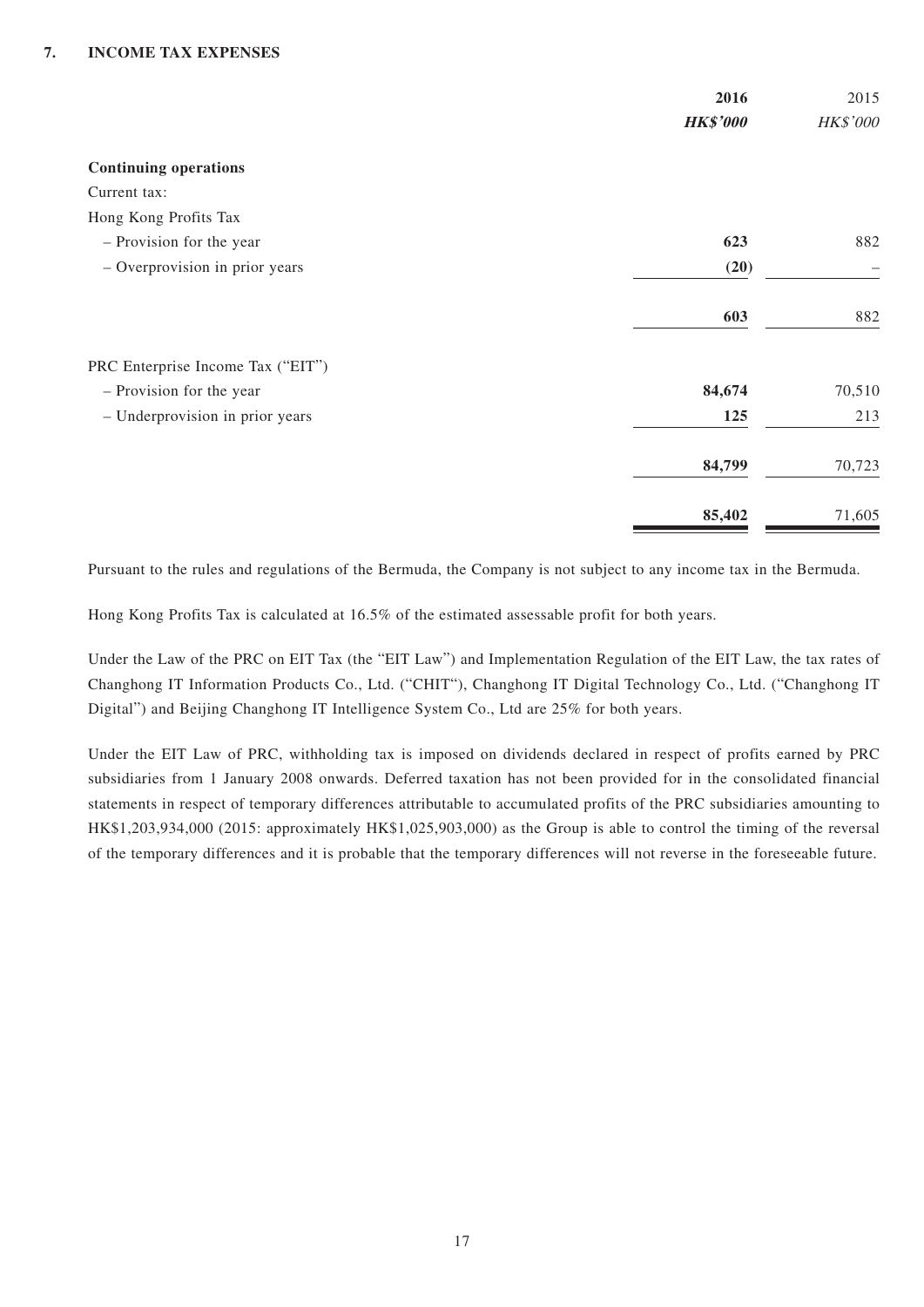## 7. INCOME TAX EXPENSES

| | 2016 | 2015 |
|---|---|---|
| | ***HK$'000*** | *HK$'000* |
| **Continuing operations** | | |
| Current tax: | | |
| Hong Kong Profits Tax | | |
| – Provision for the year | **623** | 882 |
| – Overprovision in prior years | **(20)** | – |
| | **603** | 882 |
| PRC Enterprise Income Tax ("EIT") | | |
| – Provision for the year | **84,674** | 70,510 |
| – Underprovision in prior years | **125** | 213 |
| | **84,799** | 70,723 |
| | **85,402** | 71,605 |

Pursuant to the rules and regulations of the Bermuda, the Company is not subject to any income tax in the Bermuda.

Hong Kong Profits Tax is calculated at 16.5% of the estimated assessable profit for both years.

Under the Law of the PRC on EIT Tax (the "EIT Law") and Implementation Regulation of the EIT Law, the tax rates of Changhong IT Information Products Co., Ltd. ("CHIT"), Changhong IT Digital Technology Co., Ltd. ("Changhong IT Digital") and Beijing Changhong IT Intelligence System Co., Ltd are 25% for both years.

Under the EIT Law of PRC, withholding tax is imposed on dividends declared in respect of profits earned by PRC subsidiaries from 1 January 2008 onwards. Deferred taxation has not been provided for in the consolidated financial statements in respect of temporary differences attributable to accumulated profits of the PRC subsidiaries amounting to HK$1,203,934,000 (2015: approximately HK$1,025,903,000) as the Group is able to control the timing of the reversal of the temporary differences and it is probable that the temporary differences will not reverse in the foreseeable future.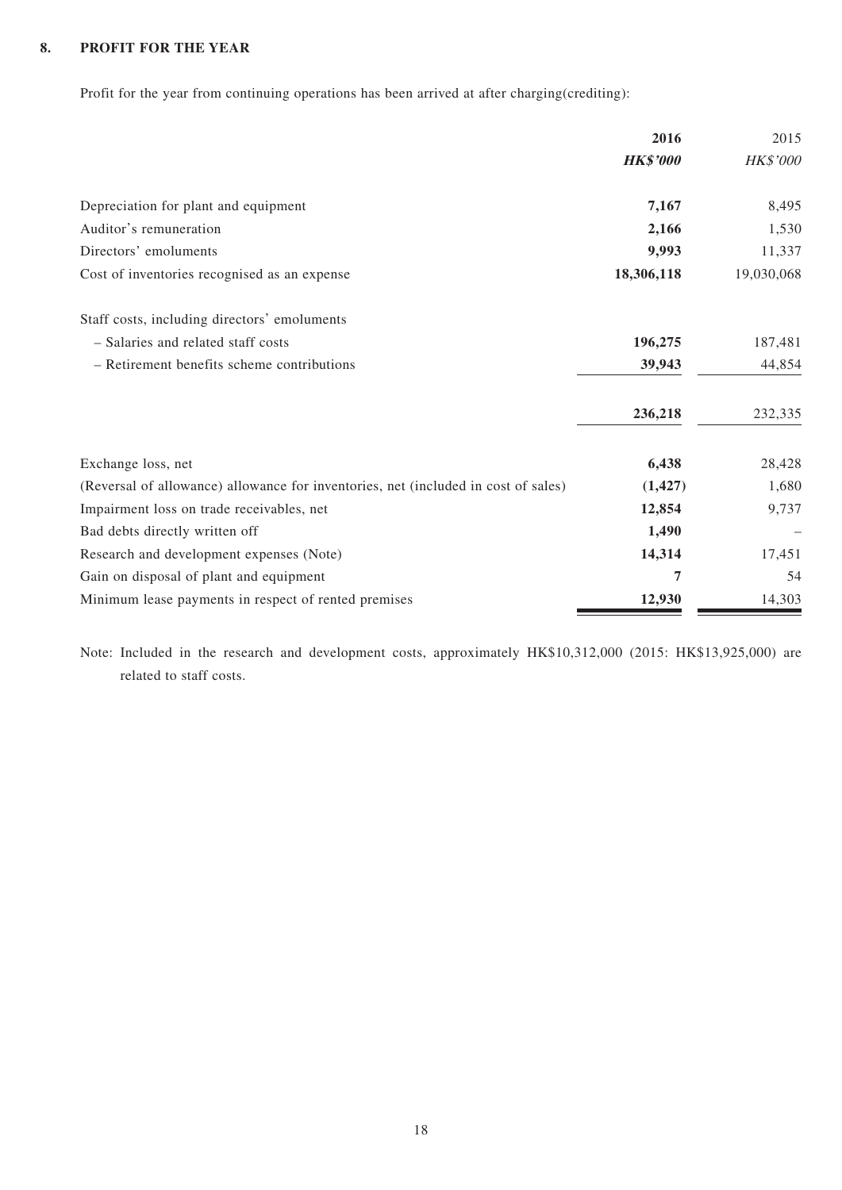## 8. PROFIT FOR THE YEAR

Profit for the year from continuing operations has been arrived at after charging(crediting):

| | **2016** | 2015 |
|---|---|---|
| | ***HK$'000*** | *HK$'000* |
| Depreciation for plant and equipment | **7,167** | 8,495 |
| Auditor's remuneration | **2,166** | 1,530 |
| Directors' emoluments | **9,993** | 11,337 |
| Cost of inventories recognised as an expense | **18,306,118** | 19,030,068 |
| Staff costs, including directors' emoluments | | |
| – Salaries and related staff costs | **196,275** | 187,481 |
| – Retirement benefits scheme contributions | **39,943** | 44,854 |
| | **236,218** | 232,335 |
| Exchange loss, net | **6,438** | 28,428 |
| (Reversal of allowance) allowance for inventories, net (included in cost of sales) | **(1,427)** | 1,680 |
| Impairment loss on trade receivables, net | **12,854** | 9,737 |
| Bad debts directly written off | **1,490** | – |
| Research and development expenses (Note) | **14,314** | 17,451 |
| Gain on disposal of plant and equipment | **7** | 54 |
| Minimum lease payments in respect of rented premises | **12,930** | 14,303 |

Note: Included in the research and development costs, approximately HK$10,312,000 (2015: HK$13,925,000) are related to staff costs.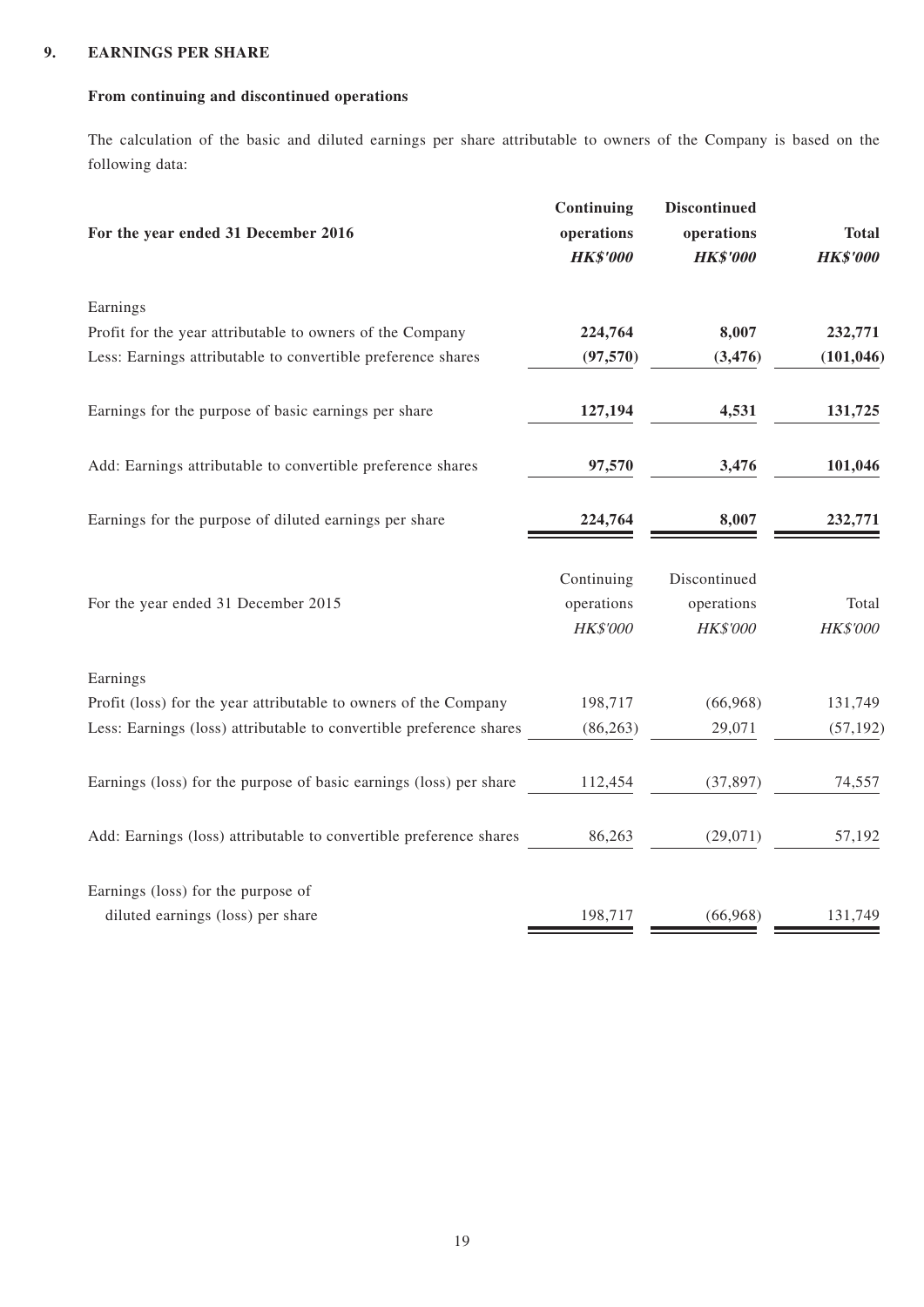## 9. EARNINGS PER SHARE

### From continuing and discontinued operations

The calculation of the basic and diluted earnings per share attributable to owners of the Company is based on the following data:

| **For the year ended 31 December 2016** | **Continuing operations** ***HK$'000*** | **Discontinued operations** ***HK$'000*** | **Total** ***HK$'000*** |
|---|---|---|---|
| Earnings | | | |
| Profit for the year attributable to owners of the Company | **224,764** | **8,007** | **232,771** |
| Less: Earnings attributable to convertible preference shares | **(97,570)** | **(3,476)** | **(101,046)** |
| Earnings for the purpose of basic earnings per share | **127,194** | **4,531** | **131,725** |
| Add: Earnings attributable to convertible preference shares | **97,570** | **3,476** | **101,046** |
| Earnings for the purpose of diluted earnings per share | **224,764** | **8,007** | **232,771** |

| For the year ended 31 December 2015 | Continuing operations *HK$'000* | Discontinued operations *HK$'000* | Total *HK$'000* |
|---|---|---|---|
| Earnings | | | |
| Profit (loss) for the year attributable to owners of the Company | 198,717 | (66,968) | 131,749 |
| Less: Earnings (loss) attributable to convertible preference shares | (86,263) | 29,071 | (57,192) |
| Earnings (loss) for the purpose of basic earnings (loss) per share | 112,454 | (37,897) | 74,557 |
| Add: Earnings (loss) attributable to convertible preference shares | 86,263 | (29,071) | 57,192 |
| Earnings (loss) for the purpose of diluted earnings (loss) per share | 198,717 | (66,968) | 131,749 |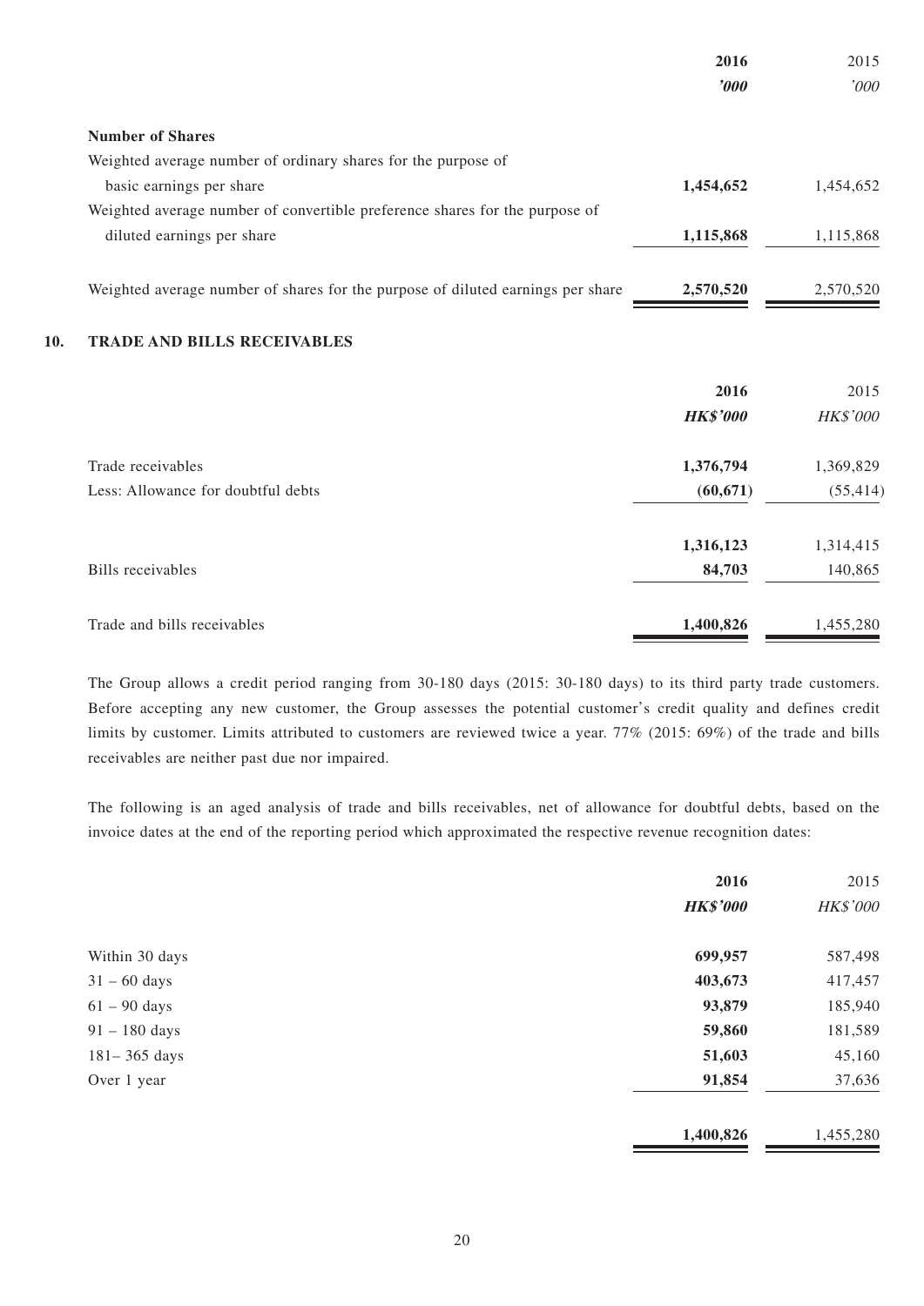| | 2016 | 2015 |
|---|---|---|
| | **'000** | *'000* |
| **Number of Shares** | | |
| Weighted average number of ordinary shares for the purpose of basic earnings per share | **1,454,652** | 1,454,652 |
| Weighted average number of convertible preference shares for the purpose of diluted earnings per share | **1,115,868** | 1,115,868 |
| Weighted average number of shares for the purpose of diluted earnings per share | **2,570,520** | 2,570,520 |

## 10. TRADE AND BILLS RECEIVABLES

| | 2016 | 2015 |
|---|---|---|
| | ***HK$'000*** | *HK$'000* |
| Trade receivables | **1,376,794** | 1,369,829 |
| Less: Allowance for doubtful debts | **(60,671)** | (55,414) |
| | **1,316,123** | 1,314,415 |
| Bills receivables | **84,703** | 140,865 |
| Trade and bills receivables | **1,400,826** | 1,455,280 |

The Group allows a credit period ranging from 30-180 days (2015: 30-180 days) to its third party trade customers. Before accepting any new customer, the Group assesses the potential customer's credit quality and defines credit limits by customer. Limits attributed to customers are reviewed twice a year. 77% (2015: 69%) of the trade and bills receivables are neither past due nor impaired.

The following is an aged analysis of trade and bills receivables, net of allowance for doubtful debts, based on the invoice dates at the end of the reporting period which approximated the respective revenue recognition dates:

| | 2016 | 2015 |
|---|---|---|
| | ***HK$'000*** | *HK$'000* |
| Within 30 days | **699,957** | 587,498 |
| 31 – 60 days | **403,673** | 417,457 |
| 61 – 90 days | **93,879** | 185,940 |
| 91 – 180 days | **59,860** | 181,589 |
| 181– 365 days | **51,603** | 45,160 |
| Over 1 year | **91,854** | 37,636 |
| | **1,400,826** | 1,455,280 |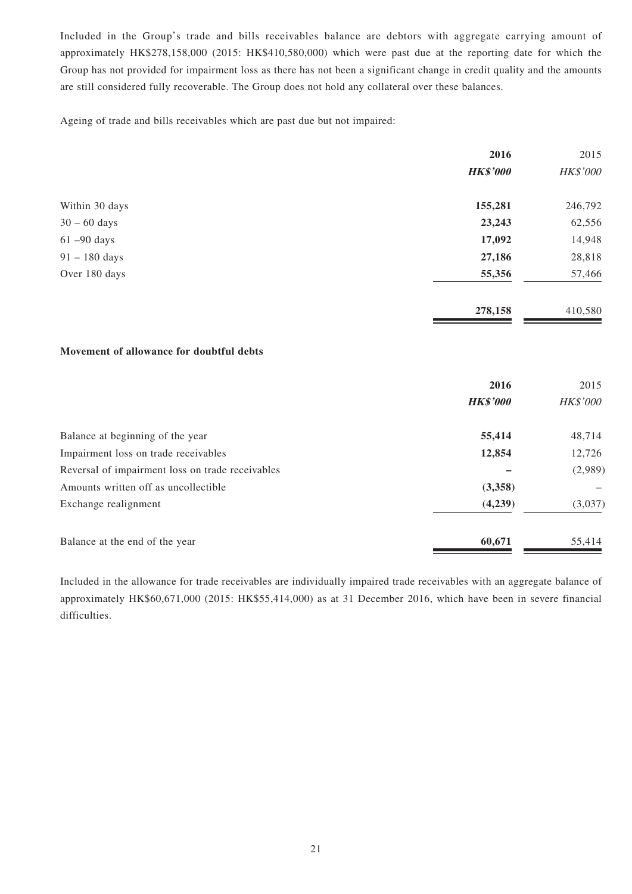Included in the Group's trade and bills receivables balance are debtors with aggregate carrying amount of approximately HK$278,158,000 (2015: HK$410,580,000) which were past due at the reporting date for which the Group has not provided for impairment loss as there has not been a significant change in credit quality and the amounts are still considered fully recoverable. The Group does not hold any collateral over these balances.

Ageing of trade and bills receivables which are past due but not impaired:

| | 2016 | 2015 |
|---|---|---|
| | ***HK$'000*** | *HK$'000* |
| Within 30 days | **155,281** | 246,792 |
| 30 – 60 days | **23,243** | 62,556 |
| 61 –90 days | **17,092** | 14,948 |
| 91 – 180 days | **27,186** | 28,818 |
| Over 180 days | **55,356** | 57,466 |
| | **278,158** | 410,580 |

**Movement of allowance for doubtful debts**

| | 2016 | 2015 |
|---|---|---|
| | ***HK$'000*** | *HK$'000* |
| Balance at beginning of the year | **55,414** | 48,714 |
| Impairment loss on trade receivables | **12,854** | 12,726 |
| Reversal of impairment loss on trade receivables | **–** | (2,989) |
| Amounts written off as uncollectible | **(3,358)** | – |
| Exchange realignment | **(4,239)** | (3,037) |
| Balance at the end of the year | **60,671** | 55,414 |

Included in the allowance for trade receivables are individually impaired trade receivables with an aggregate balance of approximately HK$60,671,000 (2015: HK$55,414,000) as at 31 December 2016, which have been in severe financial difficulties.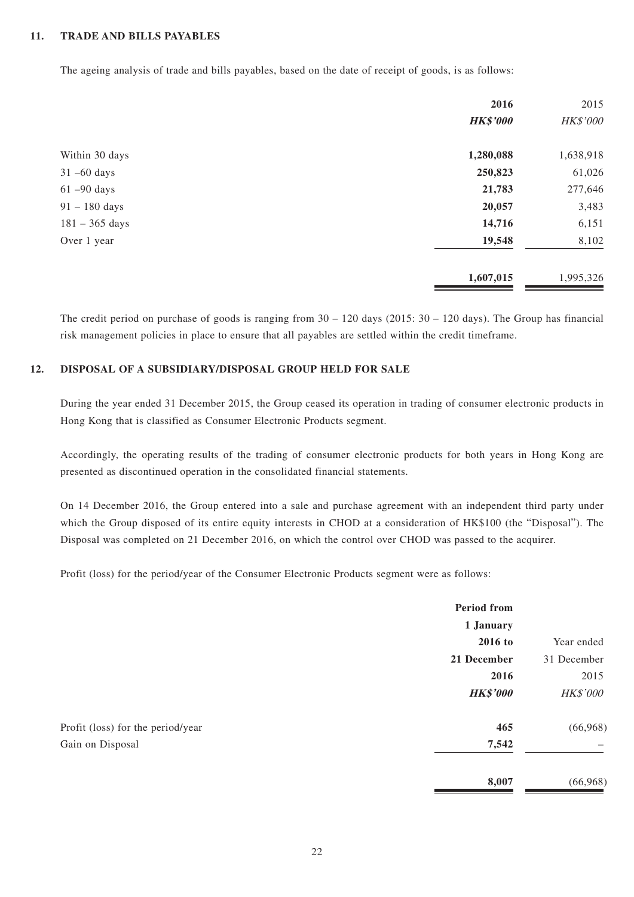## 11. TRADE AND BILLS PAYABLES

The ageing analysis of trade and bills payables, based on the date of receipt of goods, is as follows:

| | 2016 | 2015 |
|---|---|---|
| | ***HK$'000*** | *HK$'000* |
| Within 30 days | **1,280,088** | 1,638,918 |
| 31 –60 days | **250,823** | 61,026 |
| 61 –90 days | **21,783** | 277,646 |
| 91 – 180 days | **20,057** | 3,483 |
| 181 – 365 days | **14,716** | 6,151 |
| Over 1 year | **19,548** | 8,102 |
| | **1,607,015** | 1,995,326 |

The credit period on purchase of goods is ranging from 30 – 120 days (2015: 30 – 120 days). The Group has financial risk management policies in place to ensure that all payables are settled within the credit timeframe.

## 12. DISPOSAL OF A SUBSIDIARY/DISPOSAL GROUP HELD FOR SALE

During the year ended 31 December 2015, the Group ceased its operation in trading of consumer electronic products in Hong Kong that is classified as Consumer Electronic Products segment.

Accordingly, the operating results of the trading of consumer electronic products for both years in Hong Kong are presented as discontinued operation in the consolidated financial statements.

On 14 December 2016, the Group entered into a sale and purchase agreement with an independent third party under which the Group disposed of its entire equity interests in CHOD at a consideration of HK$100 (the "Disposal"). The Disposal was completed on 21 December 2016, on which the control over CHOD was passed to the acquirer.

Profit (loss) for the period/year of the Consumer Electronic Products segment were as follows:

| | Period from 1 January 2016 to 21 December 2016 | Year ended 31 December 2015 |
|---|---|---|
| | ***HK$'000*** | *HK$'000* |
| Profit (loss) for the period/year | **465** | (66,968) |
| Gain on Disposal | **7,542** | – |
| | **8,007** | (66,968) |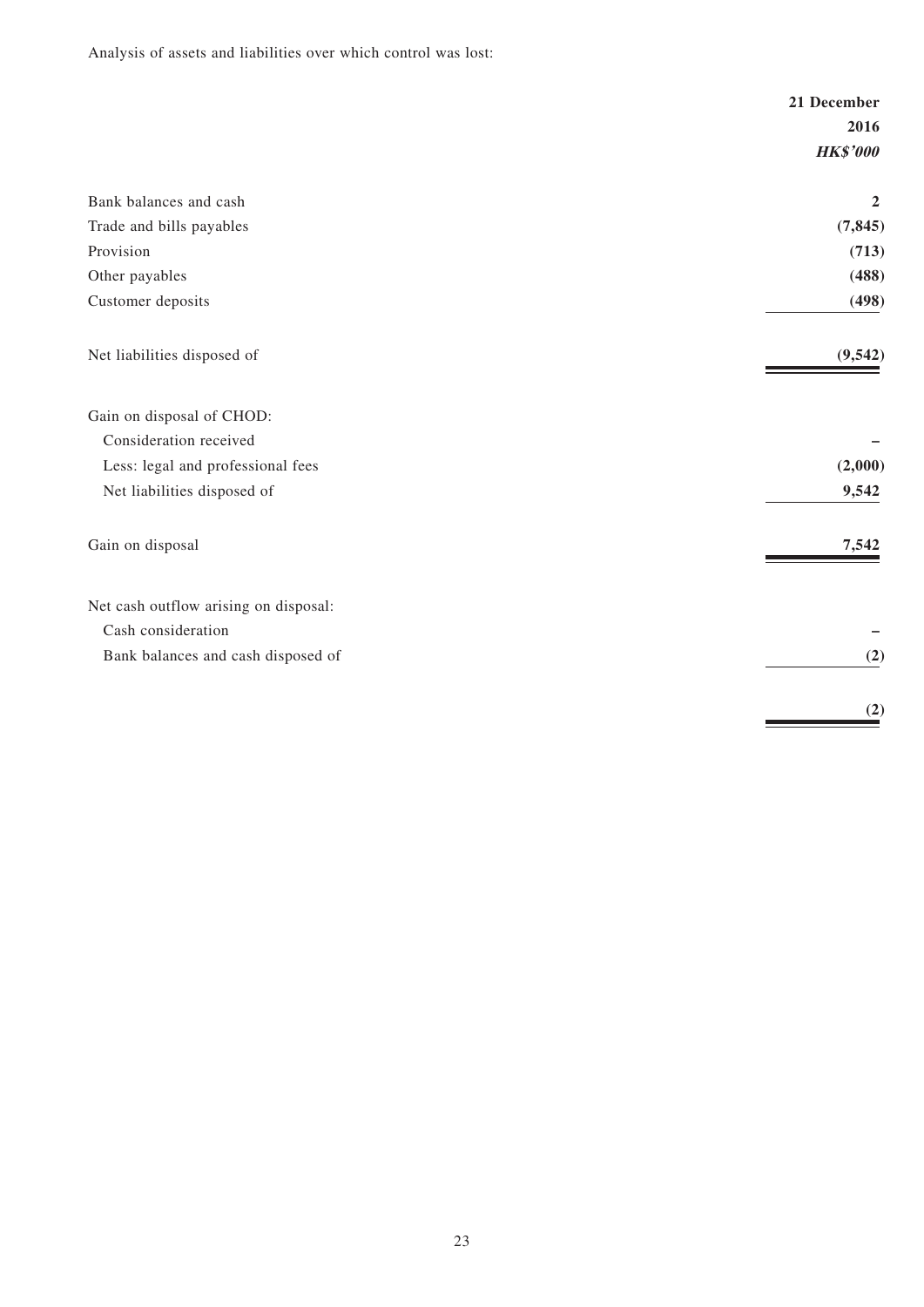Analysis of assets and liabilities over which control was lost:

| | 21 December 2016 |
|---|---|
| | *HK$'000* |
| Bank balances and cash | **2** |
| Trade and bills payables | **(7,845)** |
| Provision | **(713)** |
| Other payables | **(488)** |
| Customer deposits | **(498)** |
| Net liabilities disposed of | **(9,542)** |
| Gain on disposal of CHOD: | |
| Consideration received | **–** |
| Less: legal and professional fees | **(2,000)** |
| Net liabilities disposed of | **9,542** |
| Gain on disposal | **7,542** |
| Net cash outflow arising on disposal: | |
| Cash consideration | **–** |
| Bank balances and cash disposed of | **(2)** |
| | **(2)** |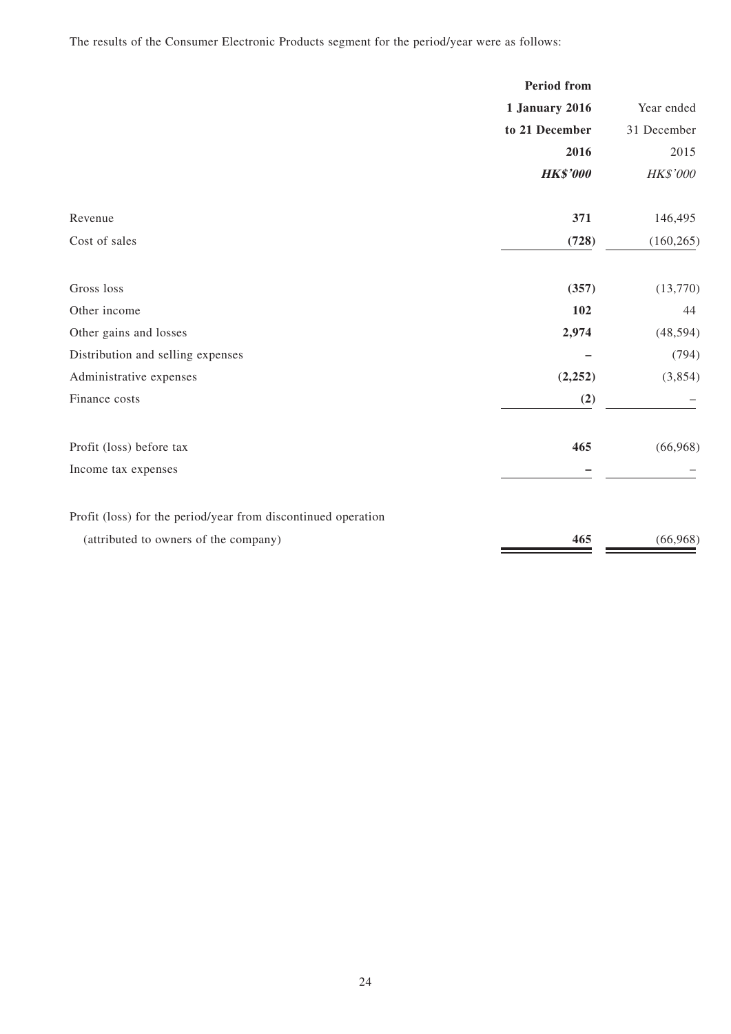The results of the Consumer Electronic Products segment for the period/year were as follows:

| | **Period from 1 January 2016 to 21 December 2016** | Year ended 31 December 2015 |
|---|---|---|
| | ***HK$'000*** | *HK$'000* |
| Revenue | **371** | 146,495 |
| Cost of sales | **(728)** | (160,265) |
| Gross loss | **(357)** | (13,770) |
| Other income | **102** | 44 |
| Other gains and losses | **2,974** | (48,594) |
| Distribution and selling expenses | **–** | (794) |
| Administrative expenses | **(2,252)** | (3,854) |
| Finance costs | **(2)** | – |
| Profit (loss) before tax | **465** | (66,968) |
| Income tax expenses | **–** | – |
| Profit (loss) for the period/year from discontinued operation (attributed to owners of the company) | **465** | (66,968) |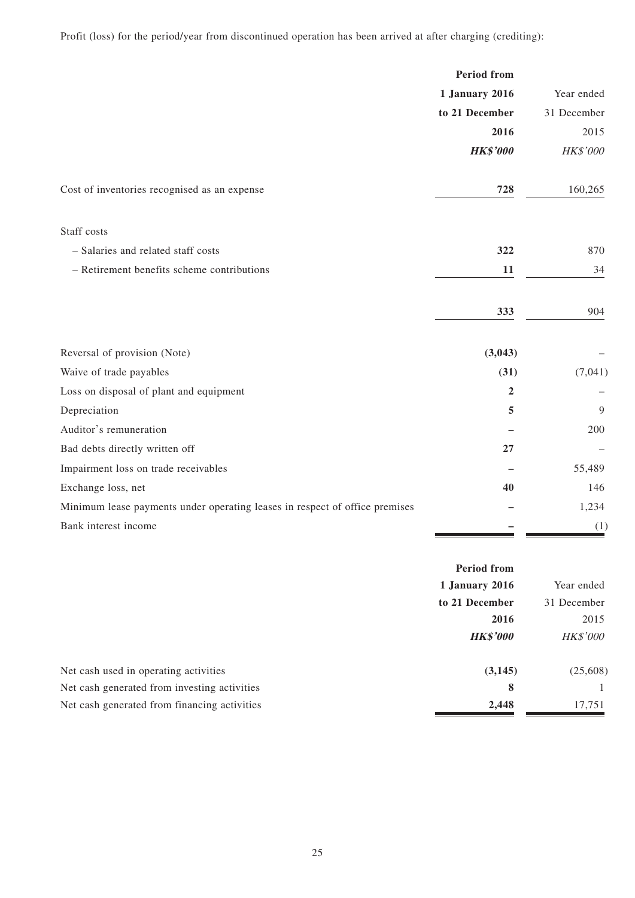Profit (loss) for the period/year from discontinued operation has been arrived at after charging (crediting):

| | **Period from 1 January 2016 to 21 December 2016** | Year ended 31 December 2015 |
|---|---|---|
| | ***HK$'000*** | *HK$'000* |
| Cost of inventories recognised as an expense | **728** | 160,265 |
| Staff costs | | |
| – Salaries and related staff costs | **322** | 870 |
| – Retirement benefits scheme contributions | **11** | 34 |
| | **333** | 904 |
| Reversal of provision (Note) | **(3,043)** | – |
| Waive of trade payables | **(31)** | (7,041) |
| Loss on disposal of plant and equipment | **2** | – |
| Depreciation | **5** | 9 |
| Auditor's remuneration | **–** | 200 |
| Bad debts directly written off | **27** | – |
| Impairment loss on trade receivables | **–** | 55,489 |
| Exchange loss, net | **40** | 146 |
| Minimum lease payments under operating leases in respect of office premises | **–** | 1,234 |
| Bank interest income | **–** | (1) |

| | **Period from 1 January 2016 to 21 December 2016** | Year ended 31 December 2015 |
|---|---|---|
| | ***HK$'000*** | *HK$'000* |
| Net cash used in operating activities | **(3,145)** | (25,608) |
| Net cash generated from investing activities | **8** | 1 |
| Net cash generated from financing activities | **2,448** | 17,751 |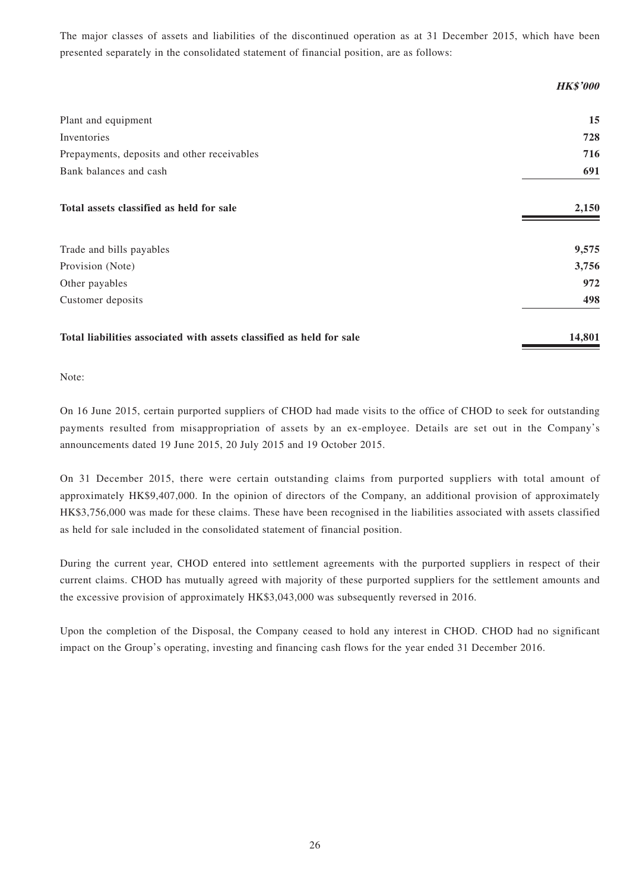The major classes of assets and liabilities of the discontinued operation as at 31 December 2015, which have been presented separately in the consolidated statement of financial position, are as follows:

| | ***HK$'000*** |
|---|---|
| Plant and equipment | **15** |
| Inventories | **728** |
| Prepayments, deposits and other receivables | **716** |
| Bank balances and cash | **691** |
| **Total assets classified as held for sale** | **2,150** |
| Trade and bills payables | **9,575** |
| Provision (Note) | **3,756** |
| Other payables | **972** |
| Customer deposits | **498** |
| **Total liabilities associated with assets classified as held for sale** | **14,801** |

Note:

On 16 June 2015, certain purported suppliers of CHOD had made visits to the office of CHOD to seek for outstanding payments resulted from misappropriation of assets by an ex-employee. Details are set out in the Company's announcements dated 19 June 2015, 20 July 2015 and 19 October 2015.

On 31 December 2015, there were certain outstanding claims from purported suppliers with total amount of approximately HK$9,407,000. In the opinion of directors of the Company, an additional provision of approximately HK$3,756,000 was made for these claims. These have been recognised in the liabilities associated with assets classified as held for sale included in the consolidated statement of financial position.

During the current year, CHOD entered into settlement agreements with the purported suppliers in respect of their current claims. CHOD has mutually agreed with majority of these purported suppliers for the settlement amounts and the excessive provision of approximately HK$3,043,000 was subsequently reversed in 2016.

Upon the completion of the Disposal, the Company ceased to hold any interest in CHOD. CHOD had no significant impact on the Group's operating, investing and financing cash flows for the year ended 31 December 2016.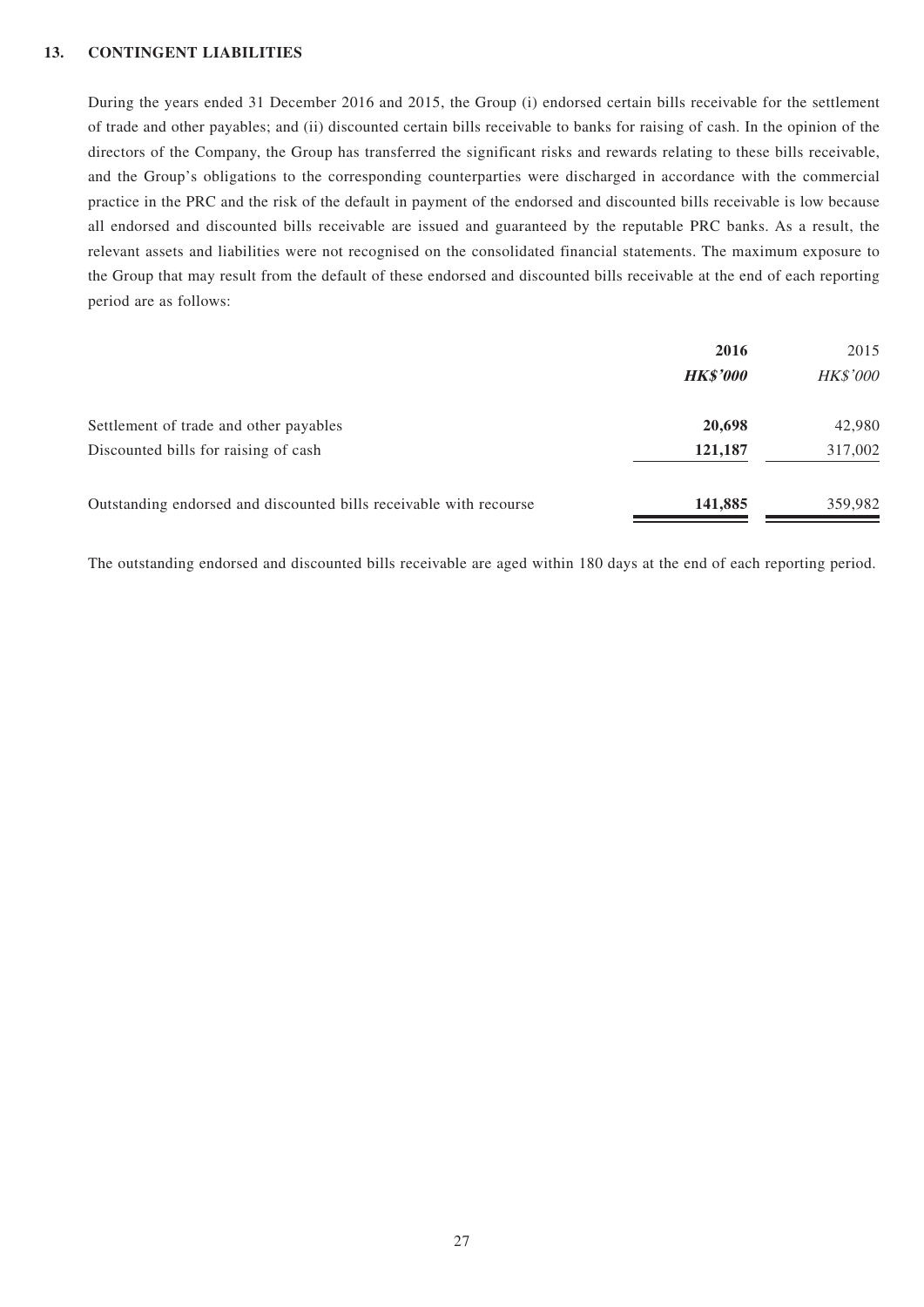## 13. CONTINGENT LIABILITIES

During the years ended 31 December 2016 and 2015, the Group (i) endorsed certain bills receivable for the settlement of trade and other payables; and (ii) discounted certain bills receivable to banks for raising of cash. In the opinion of the directors of the Company, the Group has transferred the significant risks and rewards relating to these bills receivable, and the Group's obligations to the corresponding counterparties were discharged in accordance with the commercial practice in the PRC and the risk of the default in payment of the endorsed and discounted bills receivable is low because all endorsed and discounted bills receivable are issued and guaranteed by the reputable PRC banks. As a result, the relevant assets and liabilities were not recognised on the consolidated financial statements. The maximum exposure to the Group that may result from the default of these endorsed and discounted bills receivable at the end of each reporting period are as follows:

| | **2016** | 2015 |
|---|---|---|
| | ***HK$'000*** | *HK$'000* |
| Settlement of trade and other payables | **20,698** | 42,980 |
| Discounted bills for raising of cash | **121,187** | 317,002 |
| Outstanding endorsed and discounted bills receivable with recourse | **141,885** | 359,982 |

The outstanding endorsed and discounted bills receivable are aged within 180 days at the end of each reporting period.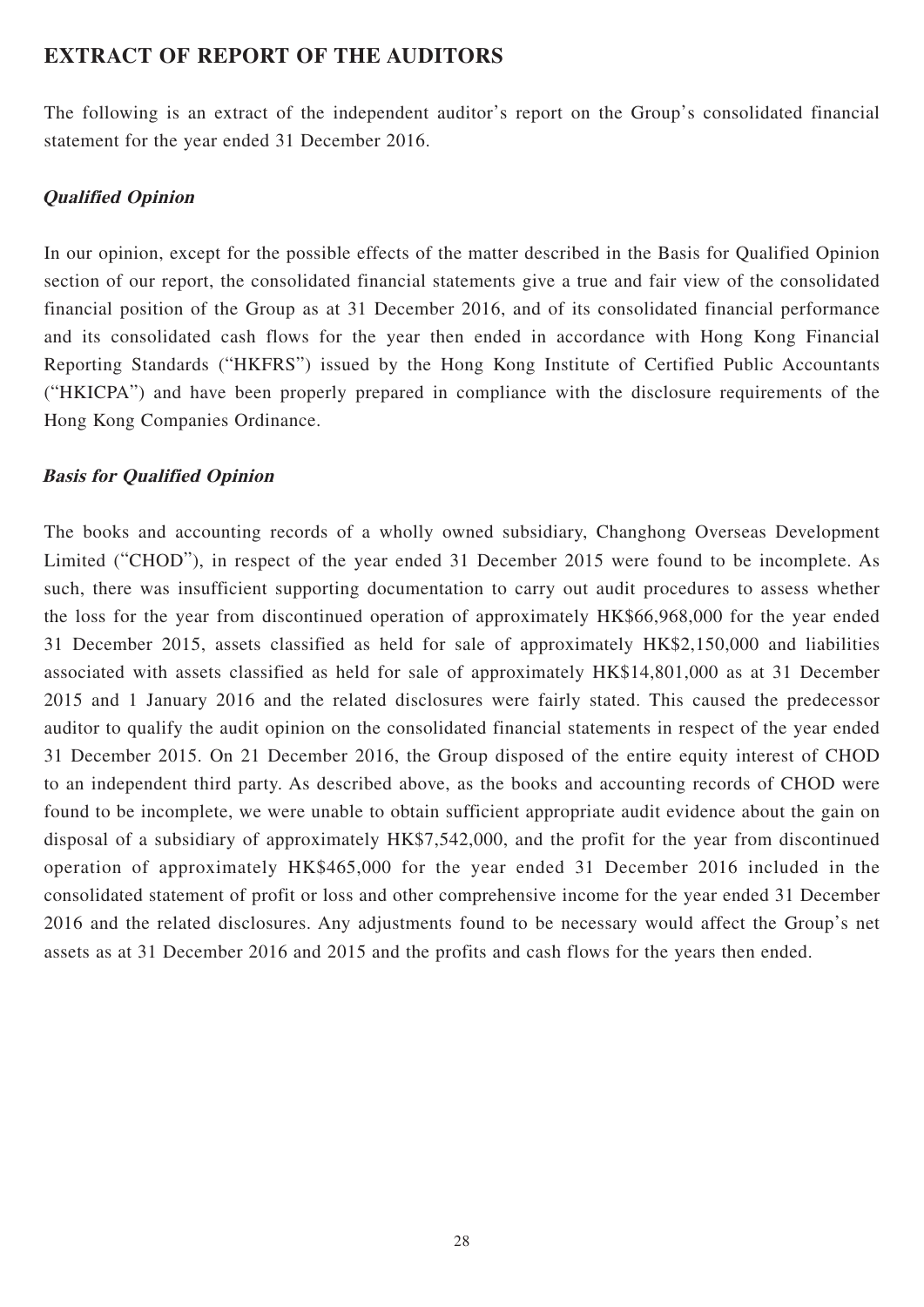# EXTRACT OF REPORT OF THE AUDITORS

The following is an extract of the independent auditor's report on the Group's consolidated financial statement for the year ended 31 December 2016.

## *Qualified Opinion*

In our opinion, except for the possible effects of the matter described in the Basis for Qualified Opinion section of our report, the consolidated financial statements give a true and fair view of the consolidated financial position of the Group as at 31 December 2016, and of its consolidated financial performance and its consolidated cash flows for the year then ended in accordance with Hong Kong Financial Reporting Standards ("HKFRS") issued by the Hong Kong Institute of Certified Public Accountants ("HKICPA") and have been properly prepared in compliance with the disclosure requirements of the Hong Kong Companies Ordinance.

## *Basis for Qualified Opinion*

The books and accounting records of a wholly owned subsidiary, Changhong Overseas Development Limited ("CHOD"), in respect of the year ended 31 December 2015 were found to be incomplete. As such, there was insufficient supporting documentation to carry out audit procedures to assess whether the loss for the year from discontinued operation of approximately HK$66,968,000 for the year ended 31 December 2015, assets classified as held for sale of approximately HK$2,150,000 and liabilities associated with assets classified as held for sale of approximately HK$14,801,000 as at 31 December 2015 and 1 January 2016 and the related disclosures were fairly stated. This caused the predecessor auditor to qualify the audit opinion on the consolidated financial statements in respect of the year ended 31 December 2015. On 21 December 2016, the Group disposed of the entire equity interest of CHOD to an independent third party. As described above, as the books and accounting records of CHOD were found to be incomplete, we were unable to obtain sufficient appropriate audit evidence about the gain on disposal of a subsidiary of approximately HK$7,542,000, and the profit for the year from discontinued operation of approximately HK$465,000 for the year ended 31 December 2016 included in the consolidated statement of profit or loss and other comprehensive income for the year ended 31 December 2016 and the related disclosures. Any adjustments found to be necessary would affect the Group's net assets as at 31 December 2016 and 2015 and the profits and cash flows for the years then ended.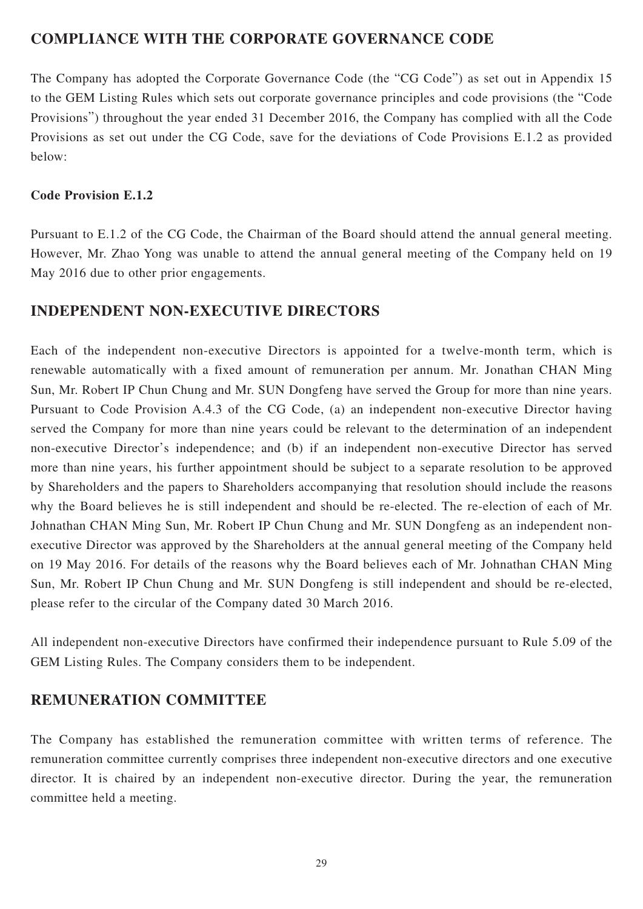## COMPLIANCE WITH THE CORPORATE GOVERNANCE CODE

The Company has adopted the Corporate Governance Code (the "CG Code") as set out in Appendix 15 to the GEM Listing Rules which sets out corporate governance principles and code provisions (the "Code Provisions") throughout the year ended 31 December 2016, the Company has complied with all the Code Provisions as set out under the CG Code, save for the deviations of Code Provisions E.1.2 as provided below:

**Code Provision E.1.2**

Pursuant to E.1.2 of the CG Code, the Chairman of the Board should attend the annual general meeting. However, Mr. Zhao Yong was unable to attend the annual general meeting of the Company held on 19 May 2016 due to other prior engagements.

## INDEPENDENT NON-EXECUTIVE DIRECTORS

Each of the independent non-executive Directors is appointed for a twelve-month term, which is renewable automatically with a fixed amount of remuneration per annum. Mr. Jonathan CHAN Ming Sun, Mr. Robert IP Chun Chung and Mr. SUN Dongfeng have served the Group for more than nine years. Pursuant to Code Provision A.4.3 of the CG Code, (a) an independent non-executive Director having served the Company for more than nine years could be relevant to the determination of an independent non-executive Director's independence; and (b) if an independent non-executive Director has served more than nine years, his further appointment should be subject to a separate resolution to be approved by Shareholders and the papers to Shareholders accompanying that resolution should include the reasons why the Board believes he is still independent and should be re-elected. The re-election of each of Mr. Johnathan CHAN Ming Sun, Mr. Robert IP Chun Chung and Mr. SUN Dongfeng as an independent non-executive Director was approved by the Shareholders at the annual general meeting of the Company held on 19 May 2016. For details of the reasons why the Board believes each of Mr. Johnathan CHAN Ming Sun, Mr. Robert IP Chun Chung and Mr. SUN Dongfeng is still independent and should be re-elected, please refer to the circular of the Company dated 30 March 2016.

All independent non-executive Directors have confirmed their independence pursuant to Rule 5.09 of the GEM Listing Rules. The Company considers them to be independent.

## REMUNERATION COMMITTEE

The Company has established the remuneration committee with written terms of reference. The remuneration committee currently comprises three independent non-executive directors and one executive director. It is chaired by an independent non-executive director. During the year, the remuneration committee held a meeting.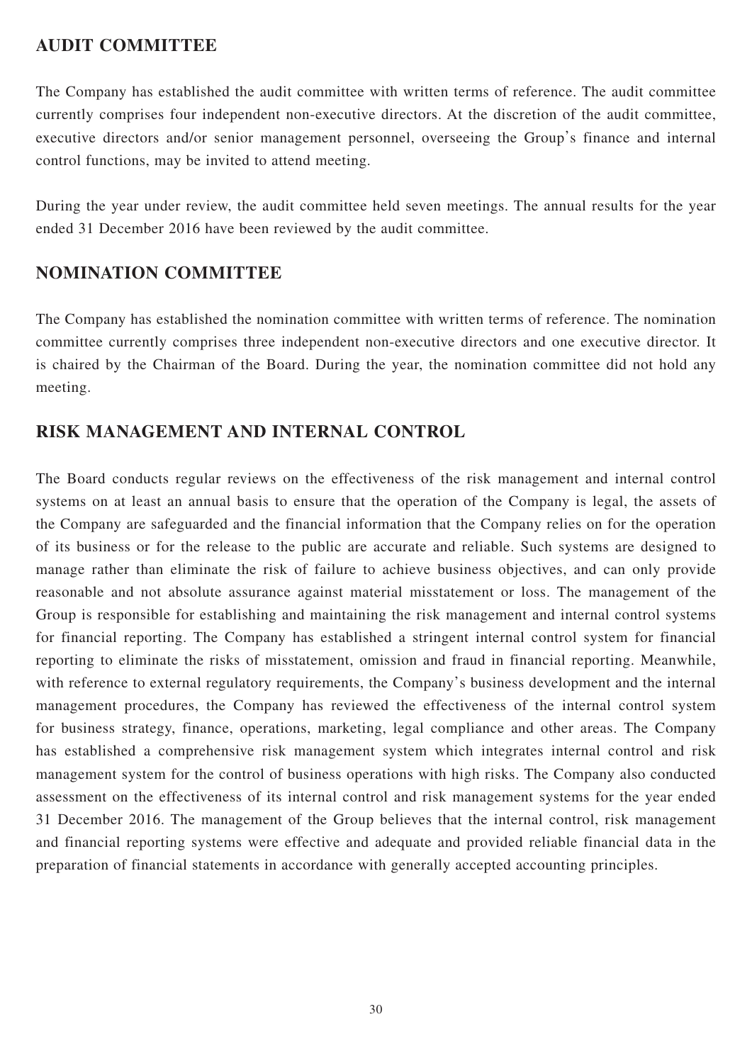## AUDIT COMMITTEE

The Company has established the audit committee with written terms of reference. The audit committee currently comprises four independent non-executive directors. At the discretion of the audit committee, executive directors and/or senior management personnel, overseeing the Group's finance and internal control functions, may be invited to attend meeting.

During the year under review, the audit committee held seven meetings. The annual results for the year ended 31 December 2016 have been reviewed by the audit committee.

## NOMINATION COMMITTEE

The Company has established the nomination committee with written terms of reference. The nomination committee currently comprises three independent non-executive directors and one executive director. It is chaired by the Chairman of the Board. During the year, the nomination committee did not hold any meeting.

## RISK MANAGEMENT AND INTERNAL CONTROL

The Board conducts regular reviews on the effectiveness of the risk management and internal control systems on at least an annual basis to ensure that the operation of the Company is legal, the assets of the Company are safeguarded and the financial information that the Company relies on for the operation of its business or for the release to the public are accurate and reliable. Such systems are designed to manage rather than eliminate the risk of failure to achieve business objectives, and can only provide reasonable and not absolute assurance against material misstatement or loss. The management of the Group is responsible for establishing and maintaining the risk management and internal control systems for financial reporting. The Company has established a stringent internal control system for financial reporting to eliminate the risks of misstatement, omission and fraud in financial reporting. Meanwhile, with reference to external regulatory requirements, the Company's business development and the internal management procedures, the Company has reviewed the effectiveness of the internal control system for business strategy, finance, operations, marketing, legal compliance and other areas. The Company has established a comprehensive risk management system which integrates internal control and risk management system for the control of business operations with high risks. The Company also conducted assessment on the effectiveness of its internal control and risk management systems for the year ended 31 December 2016. The management of the Group believes that the internal control, risk management and financial reporting systems were effective and adequate and provided reliable financial data in the preparation of financial statements in accordance with generally accepted accounting principles.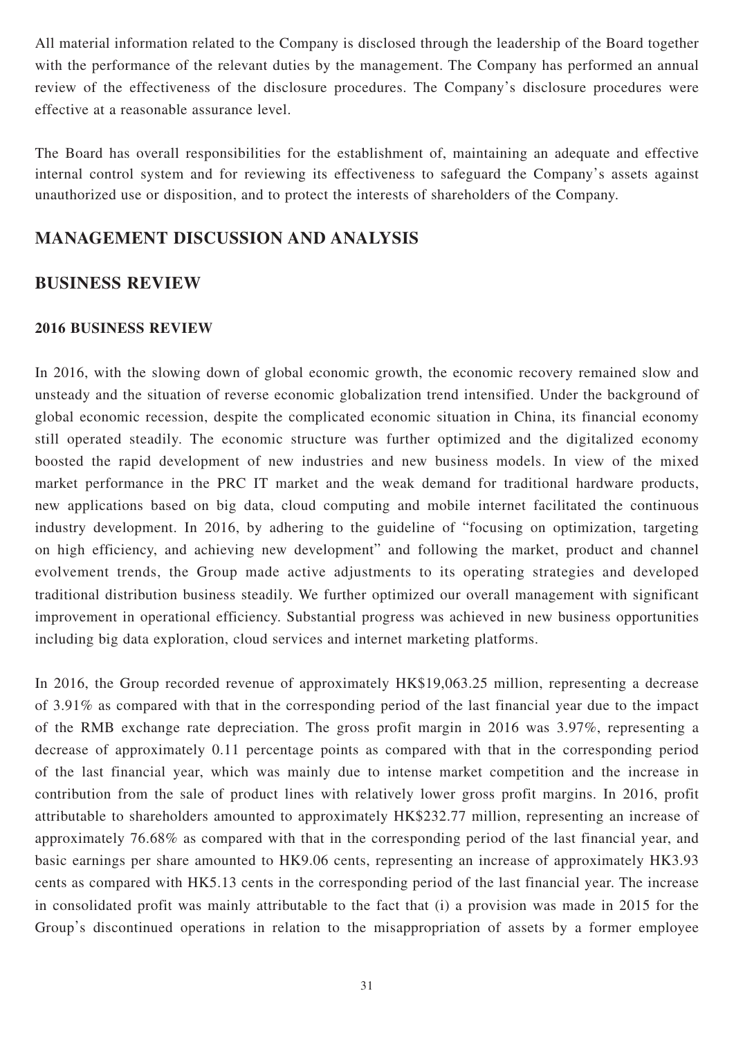All material information related to the Company is disclosed through the leadership of the Board together with the performance of the relevant duties by the management. The Company has performed an annual review of the effectiveness of the disclosure procedures. The Company's disclosure procedures were effective at a reasonable assurance level.

The Board has overall responsibilities for the establishment of, maintaining an adequate and effective internal control system and for reviewing its effectiveness to safeguard the Company's assets against unauthorized use or disposition, and to protect the interests of shareholders of the Company.

## MANAGEMENT DISCUSSION AND ANALYSIS

## BUSINESS REVIEW

### 2016 BUSINESS REVIEW

In 2016, with the slowing down of global economic growth, the economic recovery remained slow and unsteady and the situation of reverse economic globalization trend intensified. Under the background of global economic recession, despite the complicated economic situation in China, its financial economy still operated steadily. The economic structure was further optimized and the digitalized economy boosted the rapid development of new industries and new business models. In view of the mixed market performance in the PRC IT market and the weak demand for traditional hardware products, new applications based on big data, cloud computing and mobile internet facilitated the continuous industry development. In 2016, by adhering to the guideline of "focusing on optimization, targeting on high efficiency, and achieving new development" and following the market, product and channel evolvement trends, the Group made active adjustments to its operating strategies and developed traditional distribution business steadily. We further optimized our overall management with significant improvement in operational efficiency. Substantial progress was achieved in new business opportunities including big data exploration, cloud services and internet marketing platforms.

In 2016, the Group recorded revenue of approximately HK$19,063.25 million, representing a decrease of 3.91% as compared with that in the corresponding period of the last financial year due to the impact of the RMB exchange rate depreciation. The gross profit margin in 2016 was 3.97%, representing a decrease of approximately 0.11 percentage points as compared with that in the corresponding period of the last financial year, which was mainly due to intense market competition and the increase in contribution from the sale of product lines with relatively lower gross profit margins. In 2016, profit attributable to shareholders amounted to approximately HK$232.77 million, representing an increase of approximately 76.68% as compared with that in the corresponding period of the last financial year, and basic earnings per share amounted to HK9.06 cents, representing an increase of approximately HK3.93 cents as compared with HK5.13 cents in the corresponding period of the last financial year. The increase in consolidated profit was mainly attributable to the fact that (i) a provision was made in 2015 for the Group's discontinued operations in relation to the misappropriation of assets by a former employee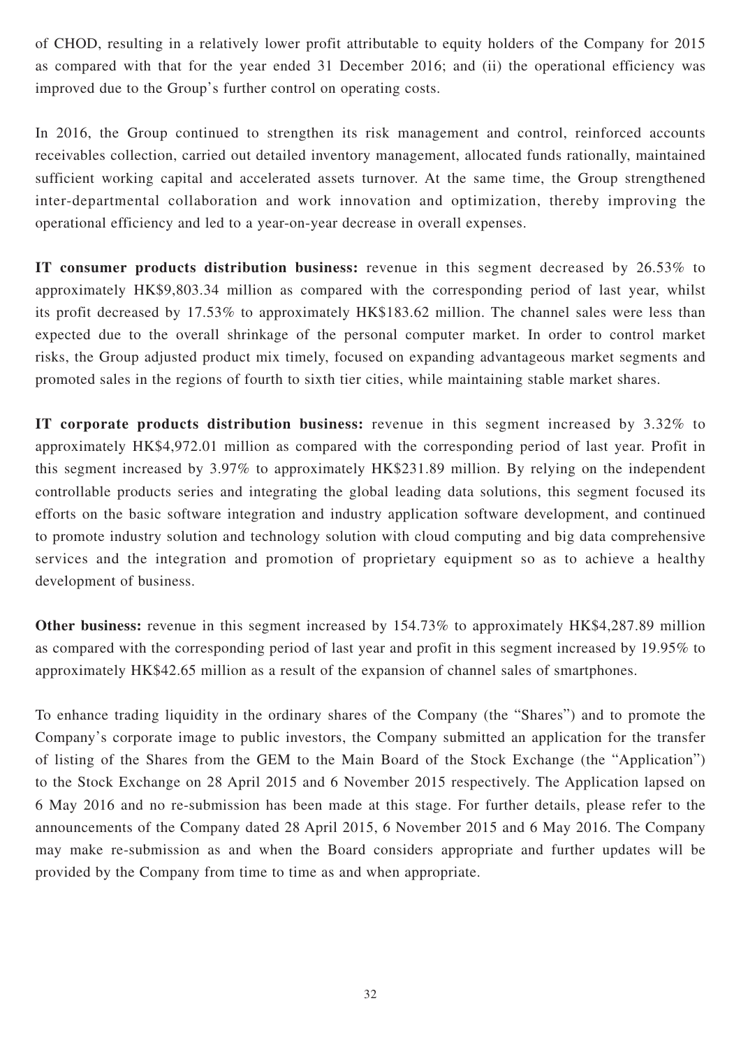of CHOD, resulting in a relatively lower profit attributable to equity holders of the Company for 2015 as compared with that for the year ended 31 December 2016; and (ii) the operational efficiency was improved due to the Group's further control on operating costs.

In 2016, the Group continued to strengthen its risk management and control, reinforced accounts receivables collection, carried out detailed inventory management, allocated funds rationally, maintained sufficient working capital and accelerated assets turnover. At the same time, the Group strengthened inter-departmental collaboration and work innovation and optimization, thereby improving the operational efficiency and led to a year-on-year decrease in overall expenses.

**IT consumer products distribution business:** revenue in this segment decreased by 26.53% to approximately HK$9,803.34 million as compared with the corresponding period of last year, whilst its profit decreased by 17.53% to approximately HK$183.62 million. The channel sales were less than expected due to the overall shrinkage of the personal computer market. In order to control market risks, the Group adjusted product mix timely, focused on expanding advantageous market segments and promoted sales in the regions of fourth to sixth tier cities, while maintaining stable market shares.

**IT corporate products distribution business:** revenue in this segment increased by 3.32% to approximately HK$4,972.01 million as compared with the corresponding period of last year. Profit in this segment increased by 3.97% to approximately HK$231.89 million. By relying on the independent controllable products series and integrating the global leading data solutions, this segment focused its efforts on the basic software integration and industry application software development, and continued to promote industry solution and technology solution with cloud computing and big data comprehensive services and the integration and promotion of proprietary equipment so as to achieve a healthy development of business.

**Other business:** revenue in this segment increased by 154.73% to approximately HK$4,287.89 million as compared with the corresponding period of last year and profit in this segment increased by 19.95% to approximately HK$42.65 million as a result of the expansion of channel sales of smartphones.

To enhance trading liquidity in the ordinary shares of the Company (the "Shares") and to promote the Company's corporate image to public investors, the Company submitted an application for the transfer of listing of the Shares from the GEM to the Main Board of the Stock Exchange (the "Application") to the Stock Exchange on 28 April 2015 and 6 November 2015 respectively. The Application lapsed on 6 May 2016 and no re-submission has been made at this stage. For further details, please refer to the announcements of the Company dated 28 April 2015, 6 November 2015 and 6 May 2016. The Company may make re-submission as and when the Board considers appropriate and further updates will be provided by the Company from time to time as and when appropriate.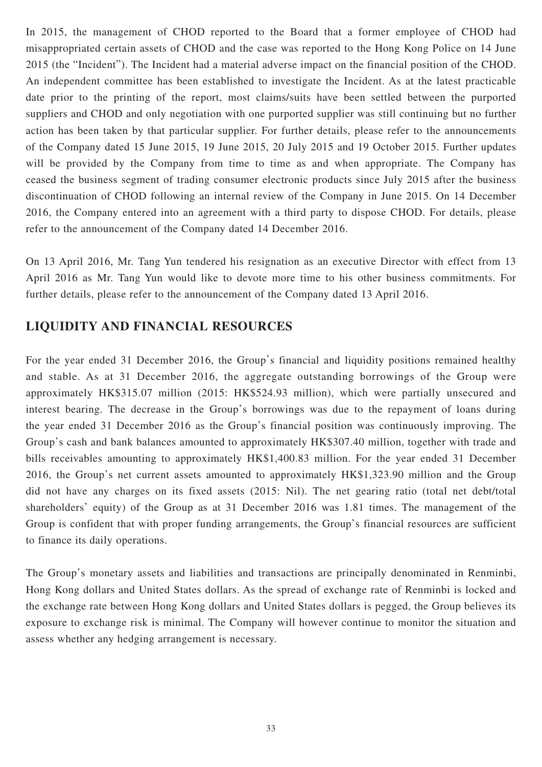In 2015, the management of CHOD reported to the Board that a former employee of CHOD had misappropriated certain assets of CHOD and the case was reported to the Hong Kong Police on 14 June 2015 (the "Incident"). The Incident had a material adverse impact on the financial position of the CHOD. An independent committee has been established to investigate the Incident. As at the latest practicable date prior to the printing of the report, most claims/suits have been settled between the purported suppliers and CHOD and only negotiation with one purported supplier was still continuing but no further action has been taken by that particular supplier. For further details, please refer to the announcements of the Company dated 15 June 2015, 19 June 2015, 20 July 2015 and 19 October 2015. Further updates will be provided by the Company from time to time as and when appropriate. The Company has ceased the business segment of trading consumer electronic products since July 2015 after the business discontinuation of CHOD following an internal review of the Company in June 2015. On 14 December 2016, the Company entered into an agreement with a third party to dispose CHOD. For details, please refer to the announcement of the Company dated 14 December 2016.

On 13 April 2016, Mr. Tang Yun tendered his resignation as an executive Director with effect from 13 April 2016 as Mr. Tang Yun would like to devote more time to his other business commitments. For further details, please refer to the announcement of the Company dated 13 April 2016.

## LIQUIDITY AND FINANCIAL RESOURCES

For the year ended 31 December 2016, the Group's financial and liquidity positions remained healthy and stable. As at 31 December 2016, the aggregate outstanding borrowings of the Group were approximately HK$315.07 million (2015: HK$524.93 million), which were partially unsecured and interest bearing. The decrease in the Group's borrowings was due to the repayment of loans during the year ended 31 December 2016 as the Group's financial position was continuously improving. The Group's cash and bank balances amounted to approximately HK$307.40 million, together with trade and bills receivables amounting to approximately HK$1,400.83 million. For the year ended 31 December 2016, the Group's net current assets amounted to approximately HK$1,323.90 million and the Group did not have any charges on its fixed assets (2015: Nil). The net gearing ratio (total net debt/total shareholders' equity) of the Group as at 31 December 2016 was 1.81 times. The management of the Group is confident that with proper funding arrangements, the Group's financial resources are sufficient to finance its daily operations.

The Group's monetary assets and liabilities and transactions are principally denominated in Renminbi, Hong Kong dollars and United States dollars. As the spread of exchange rate of Renminbi is locked and the exchange rate between Hong Kong dollars and United States dollars is pegged, the Group believes its exposure to exchange risk is minimal. The Company will however continue to monitor the situation and assess whether any hedging arrangement is necessary.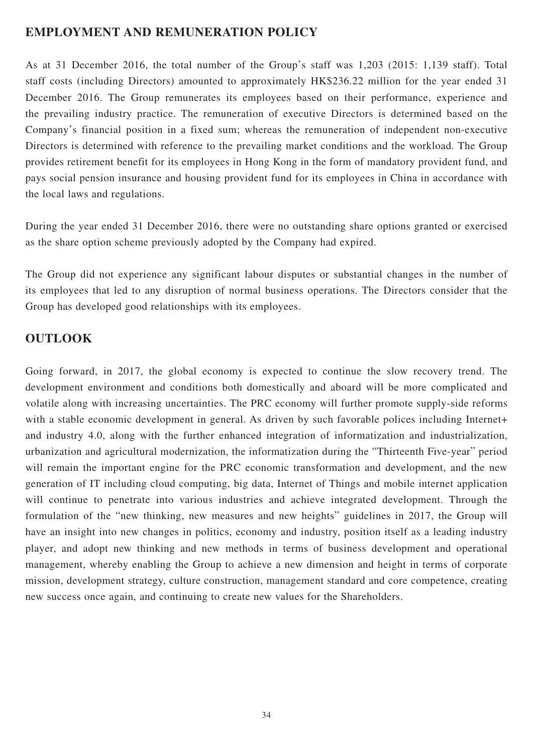## EMPLOYMENT AND REMUNERATION POLICY

As at 31 December 2016, the total number of the Group's staff was 1,203 (2015: 1,139 staff). Total staff costs (including Directors) amounted to approximately HK$236.22 million for the year ended 31 December 2016. The Group remunerates its employees based on their performance, experience and the prevailing industry practice. The remuneration of executive Directors is determined based on the Company's financial position in a fixed sum; whereas the remuneration of independent non-executive Directors is determined with reference to the prevailing market conditions and the workload. The Group provides retirement benefit for its employees in Hong Kong in the form of mandatory provident fund, and pays social pension insurance and housing provident fund for its employees in China in accordance with the local laws and regulations.

During the year ended 31 December 2016, there were no outstanding share options granted or exercised as the share option scheme previously adopted by the Company had expired.

The Group did not experience any significant labour disputes or substantial changes in the number of its employees that led to any disruption of normal business operations. The Directors consider that the Group has developed good relationships with its employees.

## OUTLOOK

Going forward, in 2017, the global economy is expected to continue the slow recovery trend. The development environment and conditions both domestically and aboard will be more complicated and volatile along with increasing uncertainties. The PRC economy will further promote supply-side reforms with a stable economic development in general. As driven by such favorable polices including Internet+ and industry 4.0, along with the further enhanced integration of informatization and industrialization, urbanization and agricultural modernization, the informatization during the "Thirteenth Five-year" period will remain the important engine for the PRC economic transformation and development, and the new generation of IT including cloud computing, big data, Internet of Things and mobile internet application will continue to penetrate into various industries and achieve integrated development. Through the formulation of the "new thinking, new measures and new heights" guidelines in 2017, the Group will have an insight into new changes in politics, economy and industry, position itself as a leading industry player, and adopt new thinking and new methods in terms of business development and operational management, whereby enabling the Group to achieve a new dimension and height in terms of corporate mission, development strategy, culture construction, management standard and core competence, creating new success once again, and continuing to create new values for the Shareholders.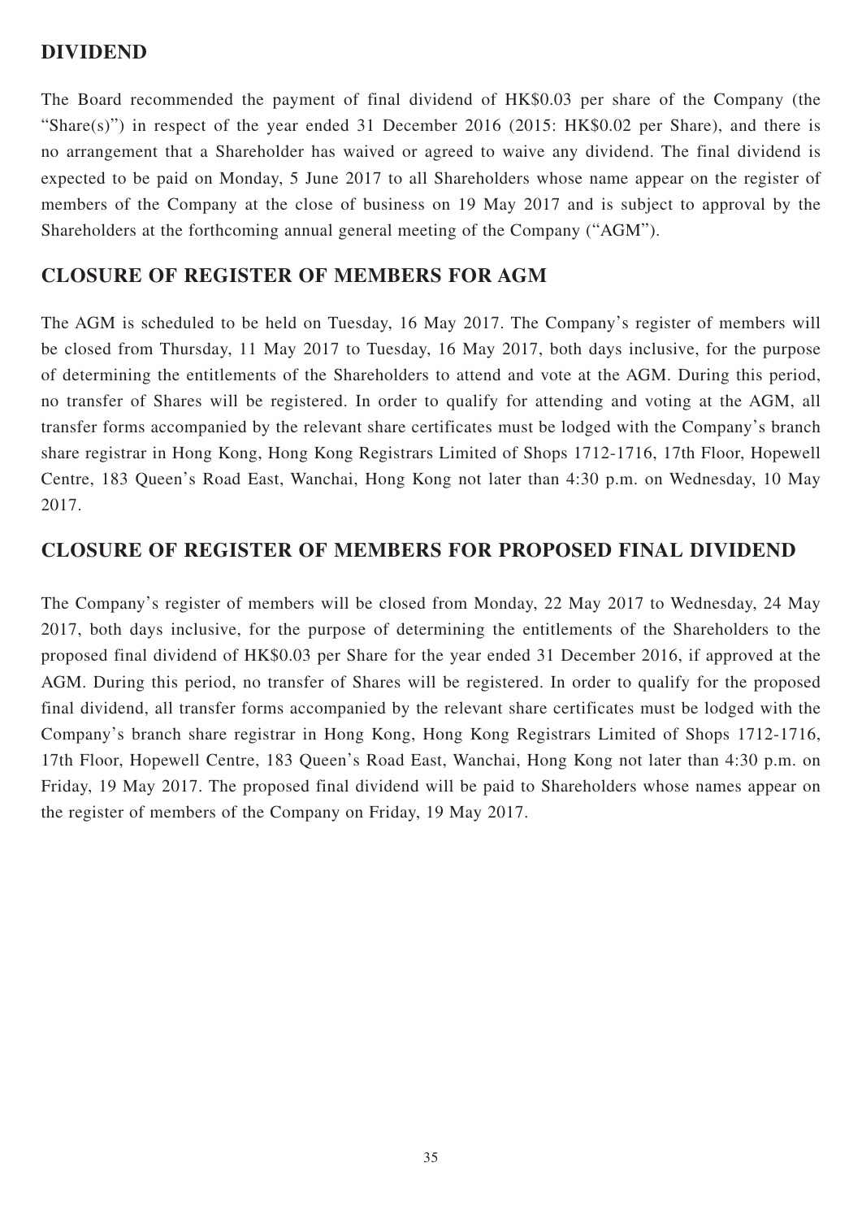## DIVIDEND

The Board recommended the payment of final dividend of HK$0.03 per share of the Company (the "Share(s)") in respect of the year ended 31 December 2016 (2015: HK$0.02 per Share), and there is no arrangement that a Shareholder has waived or agreed to waive any dividend. The final dividend is expected to be paid on Monday, 5 June 2017 to all Shareholders whose name appear on the register of members of the Company at the close of business on 19 May 2017 and is subject to approval by the Shareholders at the forthcoming annual general meeting of the Company ("AGM").

## CLOSURE OF REGISTER OF MEMBERS FOR AGM

The AGM is scheduled to be held on Tuesday, 16 May 2017. The Company's register of members will be closed from Thursday, 11 May 2017 to Tuesday, 16 May 2017, both days inclusive, for the purpose of determining the entitlements of the Shareholders to attend and vote at the AGM. During this period, no transfer of Shares will be registered. In order to qualify for attending and voting at the AGM, all transfer forms accompanied by the relevant share certificates must be lodged with the Company's branch share registrar in Hong Kong, Hong Kong Registrars Limited of Shops 1712-1716, 17th Floor, Hopewell Centre, 183 Queen's Road East, Wanchai, Hong Kong not later than 4:30 p.m. on Wednesday, 10 May 2017.

## CLOSURE OF REGISTER OF MEMBERS FOR PROPOSED FINAL DIVIDEND

The Company's register of members will be closed from Monday, 22 May 2017 to Wednesday, 24 May 2017, both days inclusive, for the purpose of determining the entitlements of the Shareholders to the proposed final dividend of HK$0.03 per Share for the year ended 31 December 2016, if approved at the AGM. During this period, no transfer of Shares will be registered. In order to qualify for the proposed final dividend, all transfer forms accompanied by the relevant share certificates must be lodged with the Company's branch share registrar in Hong Kong, Hong Kong Registrars Limited of Shops 1712-1716, 17th Floor, Hopewell Centre, 183 Queen's Road East, Wanchai, Hong Kong not later than 4:30 p.m. on Friday, 19 May 2017. The proposed final dividend will be paid to Shareholders whose names appear on the register of members of the Company on Friday, 19 May 2017.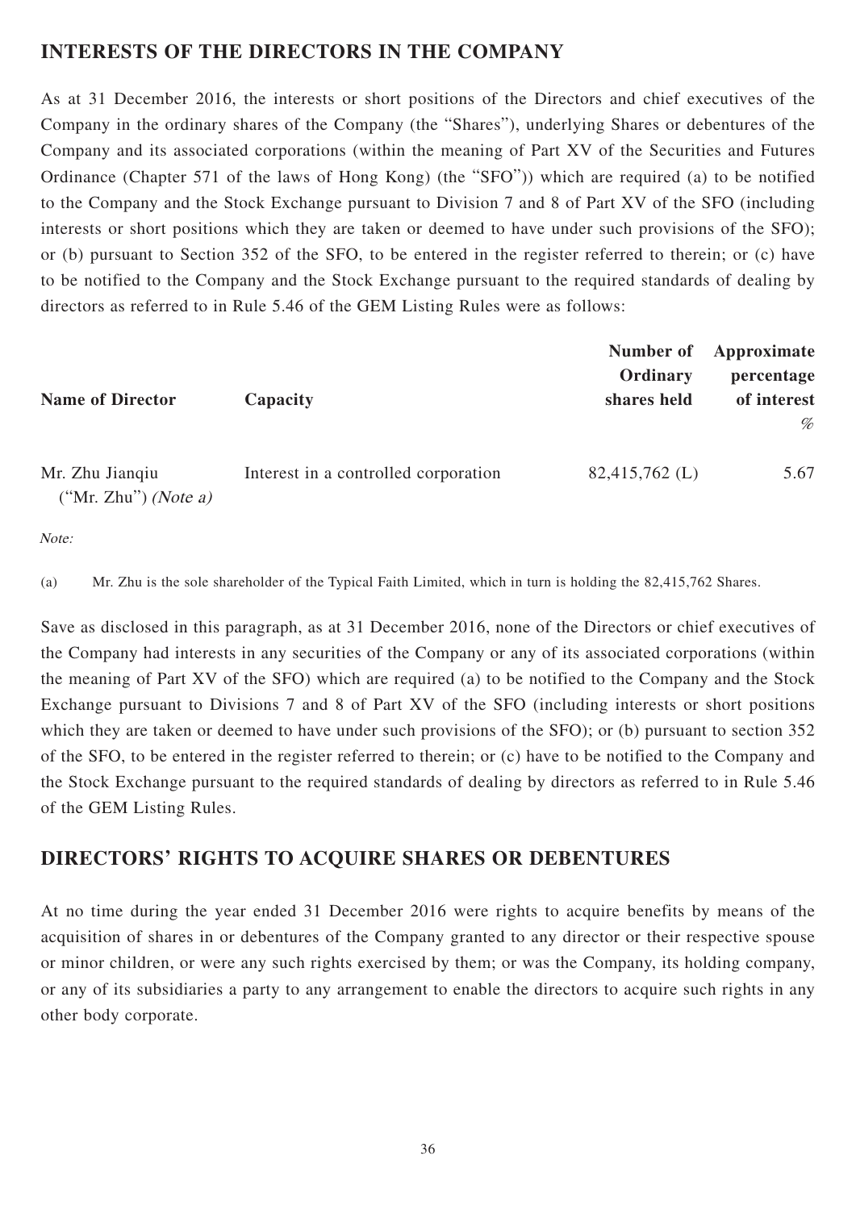## INTERESTS OF THE DIRECTORS IN THE COMPANY

As at 31 December 2016, the interests or short positions of the Directors and chief executives of the Company in the ordinary shares of the Company (the "Shares"), underlying Shares or debentures of the Company and its associated corporations (within the meaning of Part XV of the Securities and Futures Ordinance (Chapter 571 of the laws of Hong Kong) (the "SFO")) which are required (a) to be notified to the Company and the Stock Exchange pursuant to Division 7 and 8 of Part XV of the SFO (including interests or short positions which they are taken or deemed to have under such provisions of the SFO); or (b) pursuant to Section 352 of the SFO, to be entered in the register referred to therein; or (c) have to be notified to the Company and the Stock Exchange pursuant to the required standards of dealing by directors as referred to in Rule 5.46 of the GEM Listing Rules were as follows:

| Name of Director | Capacity | Number of Ordinary shares held | Approximate percentage of interest % |
|---|---|---|---|
| Mr. Zhu Jianqiu ("Mr. Zhu") *(Note a)* | Interest in a controlled corporation | 82,415,762 (L) | 5.67 |

*Note:*

(a) Mr. Zhu is the sole shareholder of the Typical Faith Limited, which in turn is holding the 82,415,762 Shares.

Save as disclosed in this paragraph, as at 31 December 2016, none of the Directors or chief executives of the Company had interests in any securities of the Company or any of its associated corporations (within the meaning of Part XV of the SFO) which are required (a) to be notified to the Company and the Stock Exchange pursuant to Divisions 7 and 8 of Part XV of the SFO (including interests or short positions which they are taken or deemed to have under such provisions of the SFO); or (b) pursuant to section 352 of the SFO, to be entered in the register referred to therein; or (c) have to be notified to the Company and the Stock Exchange pursuant to the required standards of dealing by directors as referred to in Rule 5.46 of the GEM Listing Rules.

## DIRECTORS' RIGHTS TO ACQUIRE SHARES OR DEBENTURES

At no time during the year ended 31 December 2016 were rights to acquire benefits by means of the acquisition of shares in or debentures of the Company granted to any director or their respective spouse or minor children, or were any such rights exercised by them; or was the Company, its holding company, or any of its subsidiaries a party to any arrangement to enable the directors to acquire such rights in any other body corporate.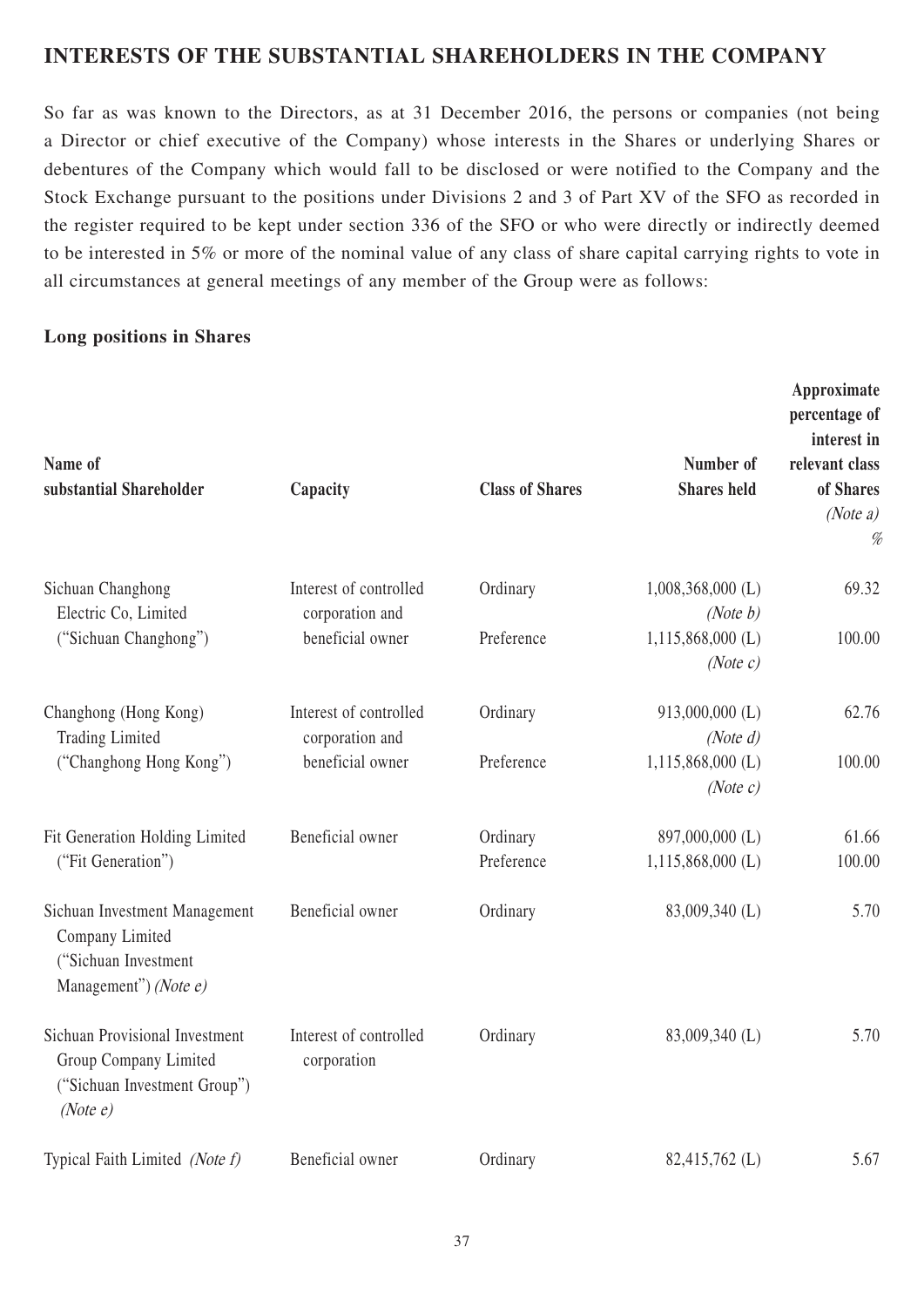## INTERESTS OF THE SUBSTANTIAL SHAREHOLDERS IN THE COMPANY

So far as was known to the Directors, as at 31 December 2016, the persons or companies (not being a Director or chief executive of the Company) whose interests in the Shares or underlying Shares or debentures of the Company which would fall to be disclosed or were notified to the Company and the Stock Exchange pursuant to the positions under Divisions 2 and 3 of Part XV of the SFO as recorded in the register required to be kept under section 336 of the SFO or who were directly or indirectly deemed to be interested in 5% or more of the nominal value of any class of share capital carrying rights to vote in all circumstances at general meetings of any member of the Group were as follows:

**Long positions in Shares**

| Name of substantial Shareholder | Capacity | Class of Shares | Number of Shares held | Approximate percentage of interest in relevant class of Shares *(Note a)* % |
|---|---|---|---|---|
| Sichuan Changhong Electric Co, Limited ("Sichuan Changhong") | Interest of controlled corporation and beneficial owner | Ordinary | 1,008,368,000 (L) *(Note b)* | 69.32 |
| | | Preference | 1,115,868,000 (L) *(Note c)* | 100.00 |
| Changhong (Hong Kong) Trading Limited ("Changhong Hong Kong") | Interest of controlled corporation and beneficial owner | Ordinary | 913,000,000 (L) *(Note d)* | 62.76 |
| | | Preference | 1,115,868,000 (L) *(Note c)* | 100.00 |
| Fit Generation Holding Limited ("Fit Generation") | Beneficial owner | Ordinary | 897,000,000 (L) | 61.66 |
| | | Preference | 1,115,868,000 (L) | 100.00 |
| Sichuan Investment Management Company Limited ("Sichuan Investment Management") *(Note e)* | Beneficial owner | Ordinary | 83,009,340 (L) | 5.70 |
| Sichuan Provisional Investment Group Company Limited ("Sichuan Investment Group") *(Note e)* | Interest of controlled corporation | Ordinary | 83,009,340 (L) | 5.70 |
| Typical Faith Limited *(Note f)* | Beneficial owner | Ordinary | 82,415,762 (L) | 5.67 |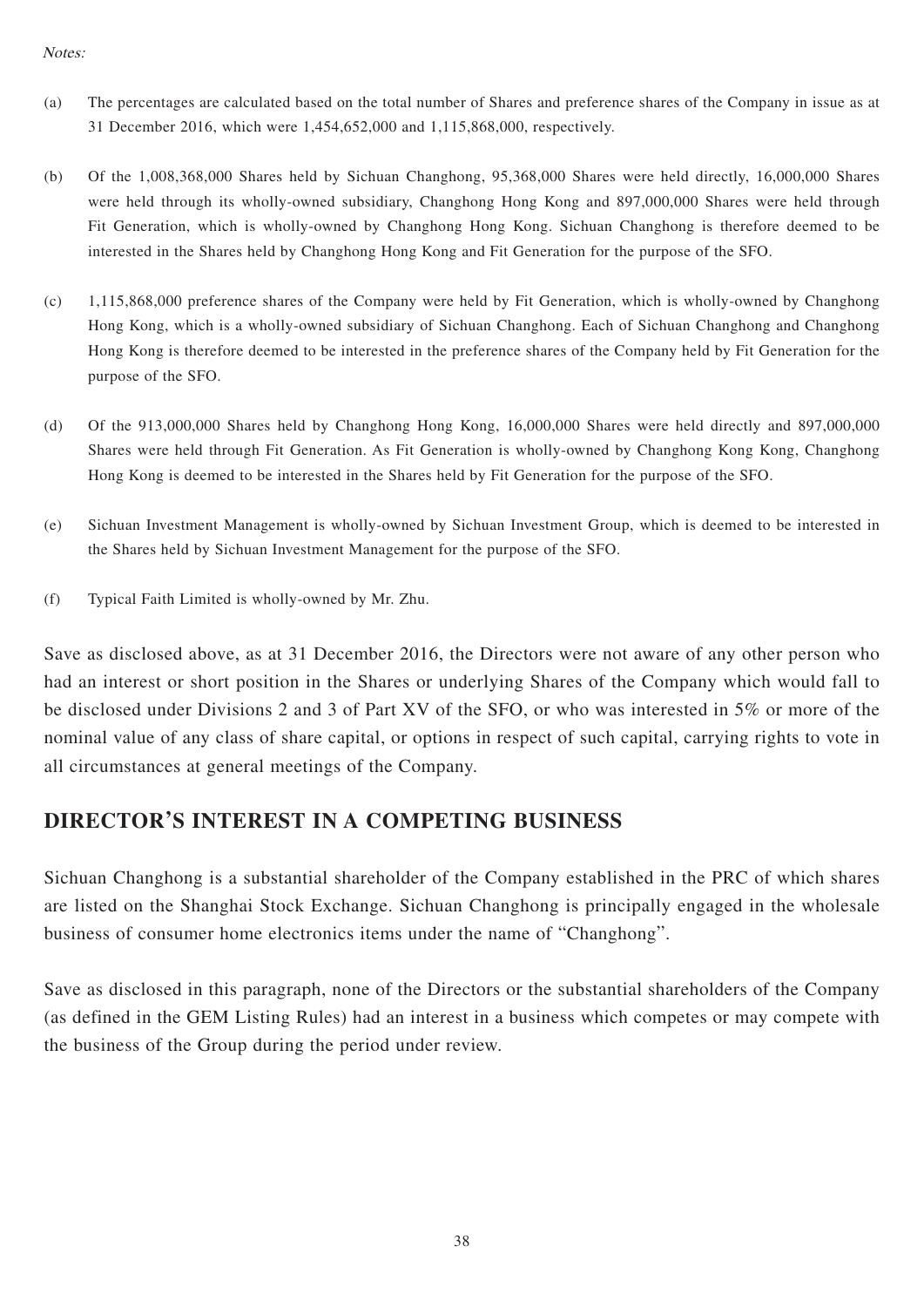*Notes:*

(a) The percentages are calculated based on the total number of Shares and preference shares of the Company in issue as at 31 December 2016, which were 1,454,652,000 and 1,115,868,000, respectively.

(b) Of the 1,008,368,000 Shares held by Sichuan Changhong, 95,368,000 Shares were held directly, 16,000,000 Shares were held through its wholly-owned subsidiary, Changhong Hong Kong and 897,000,000 Shares were held through Fit Generation, which is wholly-owned by Changhong Hong Kong. Sichuan Changhong is therefore deemed to be interested in the Shares held by Changhong Hong Kong and Fit Generation for the purpose of the SFO.

(c) 1,115,868,000 preference shares of the Company were held by Fit Generation, which is wholly-owned by Changhong Hong Kong, which is a wholly-owned subsidiary of Sichuan Changhong. Each of Sichuan Changhong and Changhong Hong Kong is therefore deemed to be interested in the preference shares of the Company held by Fit Generation for the purpose of the SFO.

(d) Of the 913,000,000 Shares held by Changhong Hong Kong, 16,000,000 Shares were held directly and 897,000,000 Shares were held through Fit Generation. As Fit Generation is wholly-owned by Changhong Kong Kong, Changhong Hong Kong is deemed to be interested in the Shares held by Fit Generation for the purpose of the SFO.

(e) Sichuan Investment Management is wholly-owned by Sichuan Investment Group, which is deemed to be interested in the Shares held by Sichuan Investment Management for the purpose of the SFO.

(f) Typical Faith Limited is wholly-owned by Mr. Zhu.

Save as disclosed above, as at 31 December 2016, the Directors were not aware of any other person who had an interest or short position in the Shares or underlying Shares of the Company which would fall to be disclosed under Divisions 2 and 3 of Part XV of the SFO, or who was interested in 5% or more of the nominal value of any class of share capital, or options in respect of such capital, carrying rights to vote in all circumstances at general meetings of the Company.

## DIRECTOR'S INTEREST IN A COMPETING BUSINESS

Sichuan Changhong is a substantial shareholder of the Company established in the PRC of which shares are listed on the Shanghai Stock Exchange. Sichuan Changhong is principally engaged in the wholesale business of consumer home electronics items under the name of "Changhong".

Save as disclosed in this paragraph, none of the Directors or the substantial shareholders of the Company (as defined in the GEM Listing Rules) had an interest in a business which competes or may compete with the business of the Group during the period under review.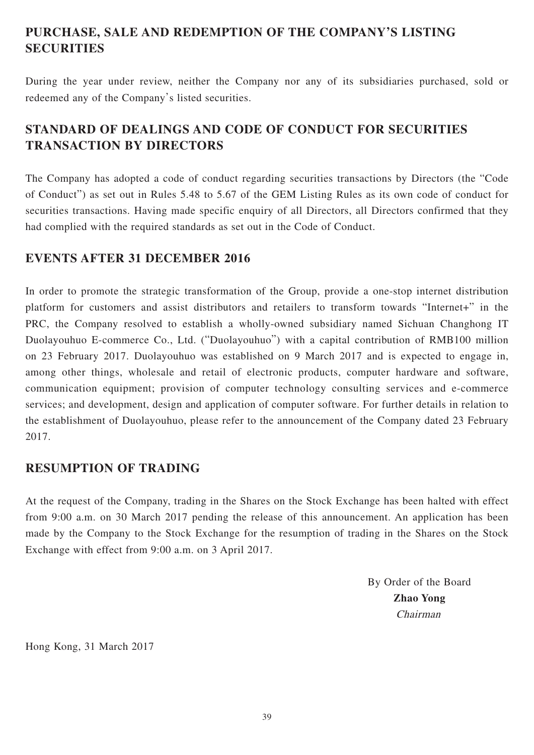## PURCHASE, SALE AND REDEMPTION OF THE COMPANY'S LISTING SECURITIES

During the year under review, neither the Company nor any of its subsidiaries purchased, sold or redeemed any of the Company's listed securities.

## STANDARD OF DEALINGS AND CODE OF CONDUCT FOR SECURITIES TRANSACTION BY DIRECTORS

The Company has adopted a code of conduct regarding securities transactions by Directors (the "Code of Conduct") as set out in Rules 5.48 to 5.67 of the GEM Listing Rules as its own code of conduct for securities transactions. Having made specific enquiry of all Directors, all Directors confirmed that they had complied with the required standards as set out in the Code of Conduct.

## EVENTS AFTER 31 DECEMBER 2016

In order to promote the strategic transformation of the Group, provide a one-stop internet distribution platform for customers and assist distributors and retailers to transform towards "Internet+" in the PRC, the Company resolved to establish a wholly-owned subsidiary named Sichuan Changhong IT Duolayouhuo E-commerce Co., Ltd. ("Duolayouhuo") with a capital contribution of RMB100 million on 23 February 2017. Duolayouhuo was established on 9 March 2017 and is expected to engage in, among other things, wholesale and retail of electronic products, computer hardware and software, communication equipment; provision of computer technology consulting services and e-commerce services; and development, design and application of computer software. For further details in relation to the establishment of Duolayouhuo, please refer to the announcement of the Company dated 23 February 2017.

## RESUMPTION OF TRADING

At the request of the Company, trading in the Shares on the Stock Exchange has been halted with effect from 9:00 a.m. on 30 March 2017 pending the release of this announcement. An application has been made by the Company to the Stock Exchange for the resumption of trading in the Shares on the Stock Exchange with effect from 9:00 a.m. on 3 April 2017.

By Order of the Board  
**Zhao Yong**  
*Chairman*

Hong Kong, 31 March 2017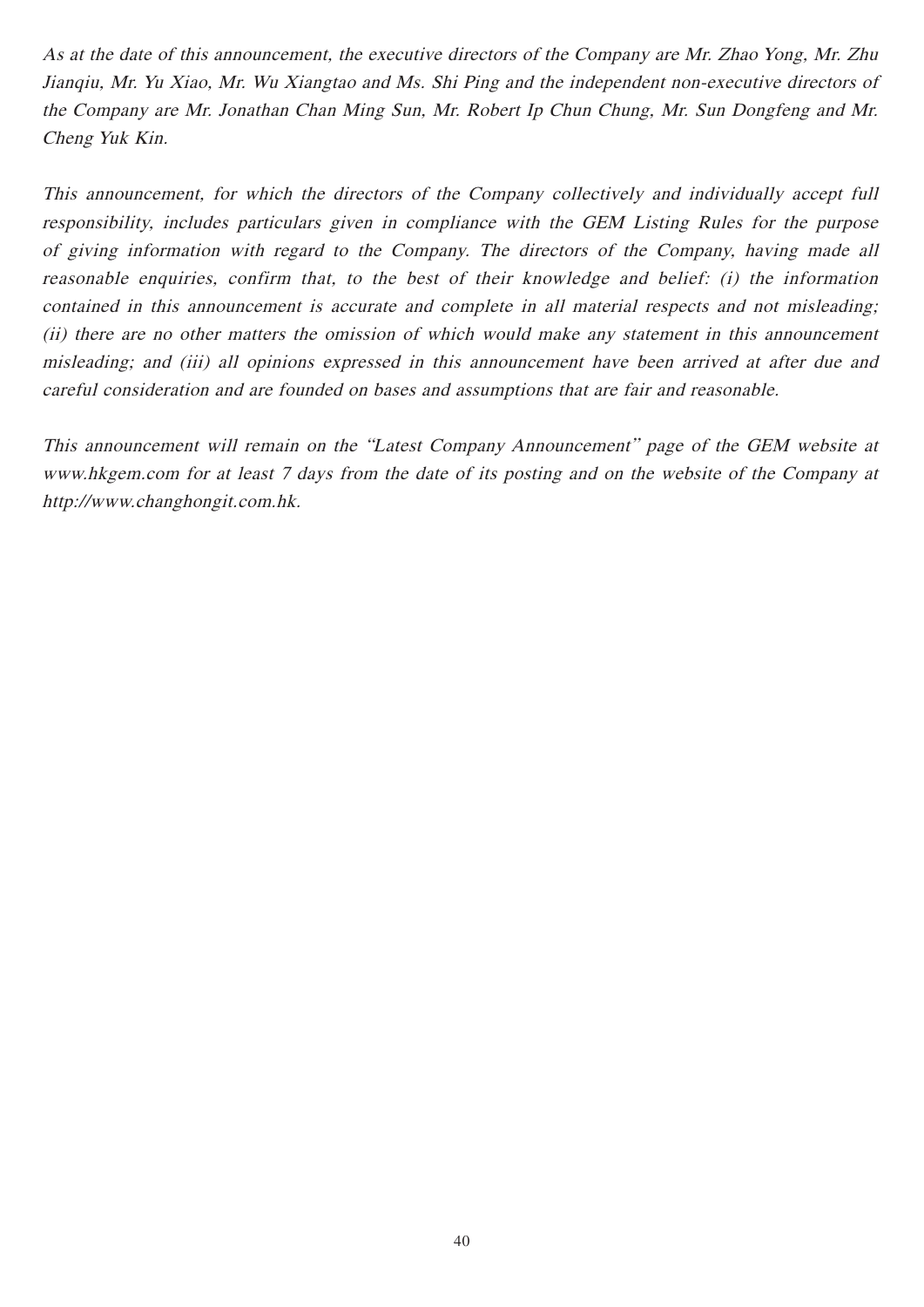*As at the date of this announcement, the executive directors of the Company are Mr. Zhao Yong, Mr. Zhu Jianqiu, Mr. Yu Xiao, Mr. Wu Xiangtao and Ms. Shi Ping and the independent non-executive directors of the Company are Mr. Jonathan Chan Ming Sun, Mr. Robert Ip Chun Chung, Mr. Sun Dongfeng and Mr. Cheng Yuk Kin.*

*This announcement, for which the directors of the Company collectively and individually accept full responsibility, includes particulars given in compliance with the GEM Listing Rules for the purpose of giving information with regard to the Company. The directors of the Company, having made all reasonable enquiries, confirm that, to the best of their knowledge and belief: (i) the information contained in this announcement is accurate and complete in all material respects and not misleading; (ii) there are no other matters the omission of which would make any statement in this announcement misleading; and (iii) all opinions expressed in this announcement have been arrived at after due and careful consideration and are founded on bases and assumptions that are fair and reasonable.*

*This announcement will remain on the "Latest Company Announcement" page of the GEM website at www.hkgem.com for at least 7 days from the date of its posting and on the website of the Company at http://www.changhongit.com.hk.*